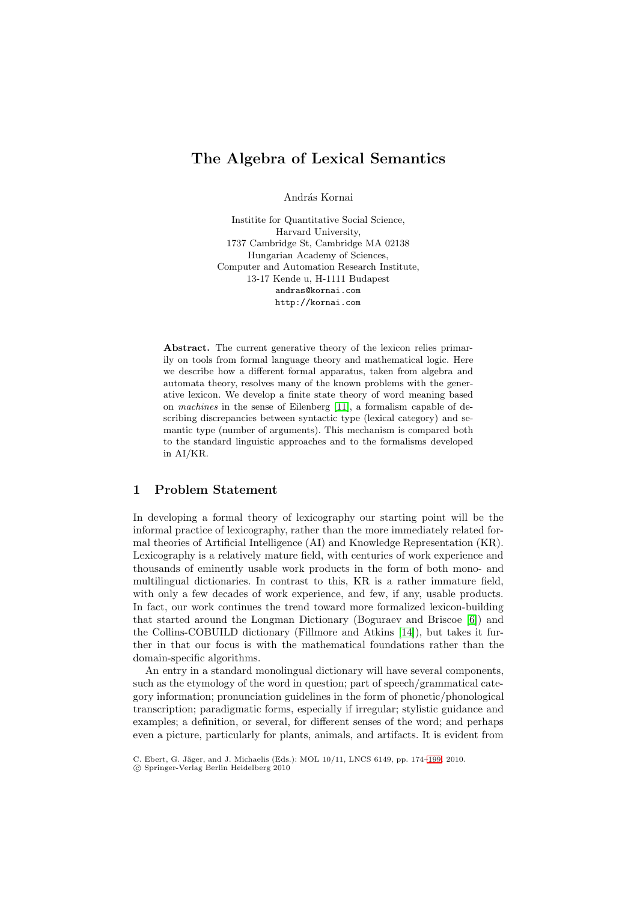# The Algebra of Lexical Semantics

András Kornai

Institite for Quantitative Social Science,
Harvard University,
1737 Cambridge St, Cambridge MA 02138
Hungarian Academy of Sciences,
Computer and Automation Research Institute,
13-17 Kende u, H-1111 Budapest
andras@kornai.com
http://kornai.com

**Abstract.** The current generative theory of the lexicon relies primarily on tools from formal language theory and mathematical logic. Here we describe how a different formal apparatus, taken from algebra and automata theory, resolves many of the known problems with the generative lexicon. We develop a finite state theory of word meaning based on *machines* in the sense of Eilenberg [11], a formalism capable of describing discrepancies between syntactic type (lexical category) and semantic type (number of arguments). This mechanism is compared both to the standard linguistic approaches and to the formalisms developed in AI/KR.

## 1 Problem Statement

In developing a formal theory of lexicography our starting point will be the informal practice of lexicography, rather than the more immediately related formal theories of Artificial Intelligence (AI) and Knowledge Representation (KR). Lexicography is a relatively mature field, with centuries of work experience and thousands of eminently usable work products in the form of both mono- and multilingual dictionaries. In contrast to this, KR is a rather immature field, with only a few decades of work experience, and few, if any, usable products. In fact, our work continues the trend toward more formalized lexicon-building that started around the Longman Dictionary (Boguraev and Briscoe [6]) and the Collins-COBUILD dictionary (Fillmore and Atkins [14]), but takes it further in that our focus is with the mathematical foundations rather than the domain-specific algorithms.

An entry in a standard monolingual dictionary will have several components, such as the etymology of the word in question; part of speech/grammatical category information; pronunciation guidelines in the form of phonetic/phonological transcription; paradigmatic forms, especially if irregular; stylistic guidance and examples; a definition, or several, for different senses of the word; and perhaps even a picture, particularly for plants, animals, and artifacts. It is evident from

C. Ebert, G. Jäger, and J. Michaelis (Eds.): MOL 10/11, LNCS 6149, pp. 174–199, 2010.
© Springer-Verlag Berlin Heidelberg 2010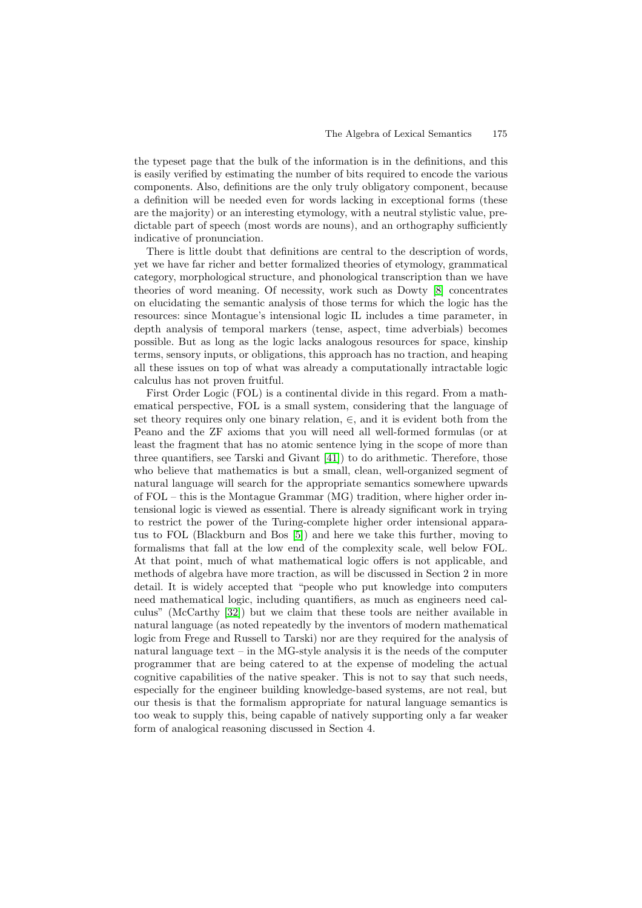the typeset page that the bulk of the information is in the definitions, and this is easily verified by estimating the number of bits required to encode the various components. Also, definitions are the only truly obligatory component, because a definition will be needed even for words lacking in exceptional forms (these are the majority) or an interesting etymology, with a neutral stylistic value, predictable part of speech (most words are nouns), and an orthography sufficiently indicative of pronunciation.

There is little doubt that definitions are central to the description of words, yet we have far richer and better formalized theories of etymology, grammatical category, morphological structure, and phonological transcription than we have theories of word meaning. Of necessity, work such as Dowty [8] concentrates on elucidating the semantic analysis of those terms for which the logic has the resources: since Montague's intensional logic IL includes a time parameter, in depth analysis of temporal markers (tense, aspect, time adverbials) becomes possible. But as long as the logic lacks analogous resources for space, kinship terms, sensory inputs, or obligations, this approach has no traction, and heaping all these issues on top of what was already a computationally intractable logic calculus has not proven fruitful.

First Order Logic (FOL) is a continental divide in this regard. From a mathematical perspective, FOL is a small system, considering that the language of set theory requires only one binary relation, $\in$, and it is evident both from the Peano and the ZF axioms that you will need all well-formed formulas (or at least the fragment that has no atomic sentence lying in the scope of more than three quantifiers, see Tarski and Givant [41]) to do arithmetic. Therefore, those who believe that mathematics is but a small, clean, well-organized segment of natural language will search for the appropriate semantics somewhere upwards of FOL – this is the Montague Grammar (MG) tradition, where higher order intensional logic is viewed as essential. There is already significant work in trying to restrict the power of the Turing-complete higher order intensional apparatus to FOL (Blackburn and Bos [5]) and here we take this further, moving to formalisms that fall at the low end of the complexity scale, well below FOL. At that point, much of what mathematical logic offers is not applicable, and methods of algebra have more traction, as will be discussed in Section 2 in more detail. It is widely accepted that "people who put knowledge into computers need mathematical logic, including quantifiers, as much as engineers need calculus" (McCarthy [32]) but we claim that these tools are neither available in natural language (as noted repeatedly by the inventors of modern mathematical logic from Frege and Russell to Tarski) nor are they required for the analysis of natural language text – in the MG-style analysis it is the needs of the computer programmer that are being catered to at the expense of modeling the actual cognitive capabilities of the native speaker. This is not to say that such needs, especially for the engineer building knowledge-based systems, are not real, but our thesis is that the formalism appropriate for natural language semantics is too weak to supply this, being capable of natively supporting only a far weaker form of analogical reasoning discussed in Section 4.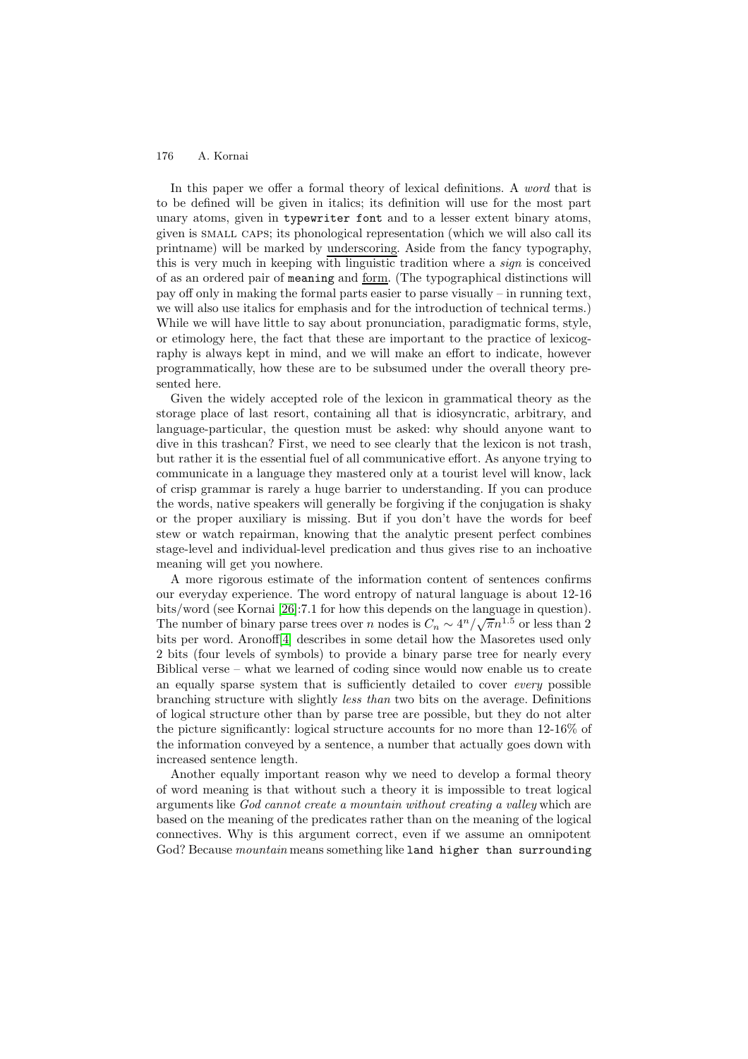In this paper we offer a formal theory of lexical definitions. A *word* that is to be defined will be given in italics; its definition will use for the most part unary atoms, given in `typewriter font` and to a lesser extent binary atoms, given is SMALL CAPS; its phonological representation (which we will also call its printname) will be marked by underscoring. Aside from the fancy typography, this is very much in keeping with linguistic tradition where a *sign* is conceived of as an ordered pair of `meaning` and form. (The typographical distinctions will pay off only in making the formal parts easier to parse visually – in running text, we will also use italics for emphasis and for the introduction of technical terms.) While we will have little to say about pronunciation, paradigmatic forms, style, or etimology here, the fact that these are important to the practice of lexicography is always kept in mind, and we will make an effort to indicate, however programmatically, how these are to be subsumed under the overall theory presented here.

Given the widely accepted role of the lexicon in grammatical theory as the storage place of last resort, containing all that is idiosyncratic, arbitrary, and language-particular, the question must be asked: why should anyone want to dive in this trashcan? First, we need to see clearly that the lexicon is not trash, but rather it is the essential fuel of all communicative effort. As anyone trying to communicate in a language they mastered only at a tourist level will know, lack of crisp grammar is rarely a huge barrier to understanding. If you can produce the words, native speakers will generally be forgiving if the conjugation is shaky or the proper auxiliary is missing. But if you don't have the words for beef stew or watch repairman, knowing that the analytic present perfect combines stage-level and individual-level predication and thus gives rise to an inchoative meaning will get you nowhere.

A more rigorous estimate of the information content of sentences confirms our everyday experience. The word entropy of natural language is about 12-16 bits/word (see Kornai [26]:7.1 for how this depends on the language in question). The number of binary parse trees over $n$ nodes is $C_n \sim 4^n/\sqrt{\pi}n^{1.5}$ or less than 2 bits per word. Aronoff[4] describes in some detail how the Masoretes used only 2 bits (four levels of symbols) to provide a binary parse tree for nearly every Biblical verse – what we learned of coding since would now enable us to create an equally sparse system that is sufficiently detailed to cover *every* possible branching structure with slightly *less than* two bits on the average. Definitions of logical structure other than by parse tree are possible, but they do not alter the picture significantly: logical structure accounts for no more than 12-16% of the information conveyed by a sentence, a number that actually goes down with increased sentence length.

Another equally important reason why we need to develop a formal theory of word meaning is that without such a theory it is impossible to treat logical arguments like *God cannot create a mountain without creating a valley* which are based on the meaning of the predicates rather than on the meaning of the logical connectives. Why is this argument correct, even if we assume an omnipotent God? Because *mountain* means something like `land higher than surrounding`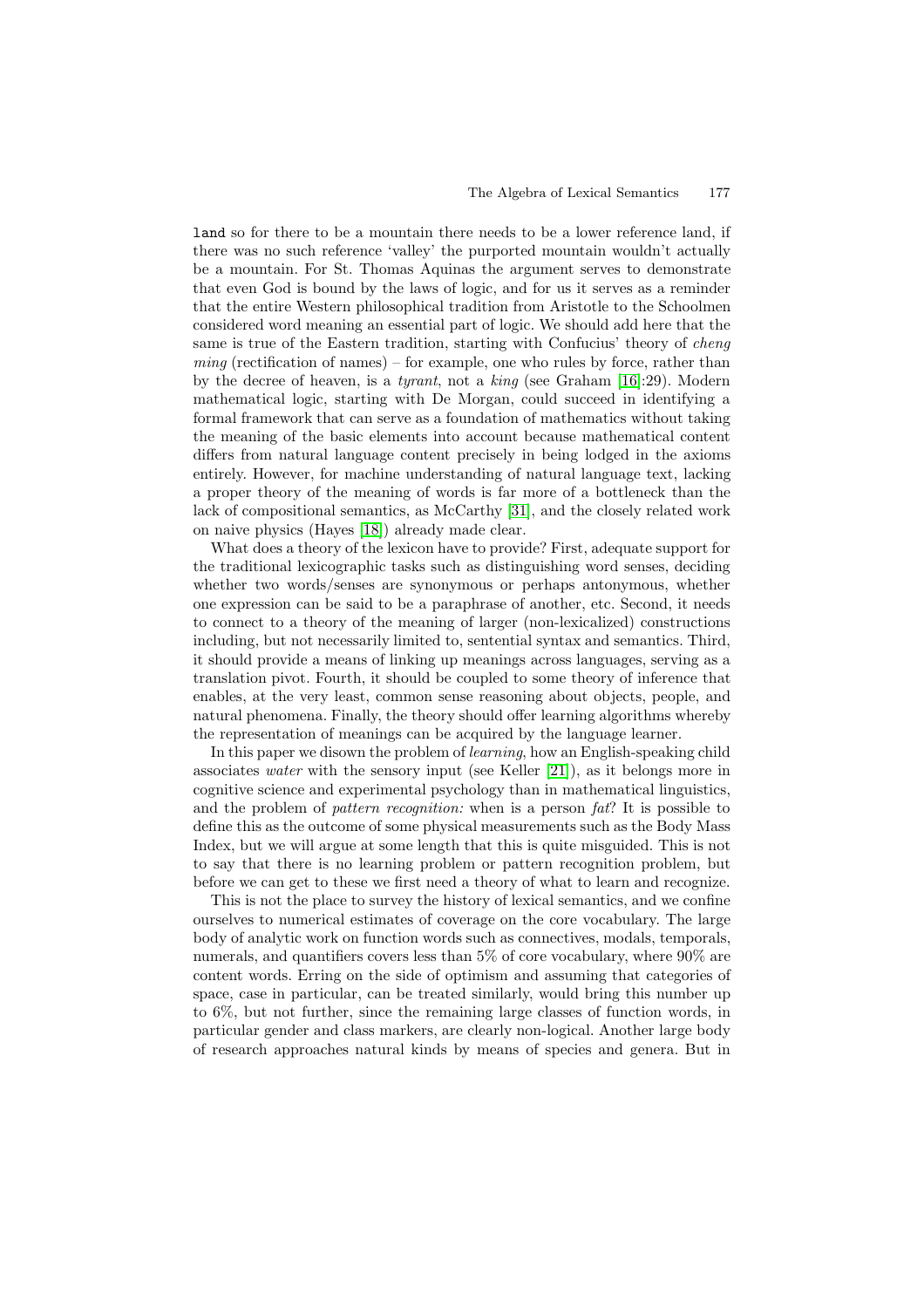`land` so for there to be a mountain there needs to be a lower reference land, if there was no such reference 'valley' the purported mountain wouldn't actually be a mountain. For St. Thomas Aquinas the argument serves to demonstrate that even God is bound by the laws of logic, and for us it serves as a reminder that the entire Western philosophical tradition from Aristotle to the Schoolmen considered word meaning an essential part of logic. We should add here that the same is true of the Eastern tradition, starting with Confucius' theory of *cheng ming* (rectification of names) – for example, one who rules by force, rather than by the decree of heaven, is a *tyrant*, not a *king* (see Graham [16]:29). Modern mathematical logic, starting with De Morgan, could succeed in identifying a formal framework that can serve as a foundation of mathematics without taking the meaning of the basic elements into account because mathematical content differs from natural language content precisely in being lodged in the axioms entirely. However, for machine understanding of natural language text, lacking a proper theory of the meaning of words is far more of a bottleneck than the lack of compositional semantics, as McCarthy [31], and the closely related work on naive physics (Hayes [18]) already made clear.

What does a theory of the lexicon have to provide? First, adequate support for the traditional lexicographic tasks such as distinguishing word senses, deciding whether two words/senses are synonymous or perhaps antonymous, whether one expression can be said to be a paraphrase of another, etc. Second, it needs to connect to a theory of the meaning of larger (non-lexicalized) constructions including, but not necessarily limited to, sentential syntax and semantics. Third, it should provide a means of linking up meanings across languages, serving as a translation pivot. Fourth, it should be coupled to some theory of inference that enables, at the very least, common sense reasoning about objects, people, and natural phenomena. Finally, the theory should offer learning algorithms whereby the representation of meanings can be acquired by the language learner.

In this paper we disown the problem of *learning*, how an English-speaking child associates *water* with the sensory input (see Keller [21]), as it belongs more in cognitive science and experimental psychology than in mathematical linguistics, and the problem of *pattern recognition:* when is a person *fat*? It is possible to define this as the outcome of some physical measurements such as the Body Mass Index, but we will argue at some length that this is quite misguided. This is not to say that there is no learning problem or pattern recognition problem, but before we can get to these we first need a theory of what to learn and recognize.

This is not the place to survey the history of lexical semantics, and we confine ourselves to numerical estimates of coverage on the core vocabulary. The large body of analytic work on function words such as connectives, modals, temporals, numerals, and quantifiers covers less than 5% of core vocabulary, where 90% are content words. Erring on the side of optimism and assuming that categories of space, case in particular, can be treated similarly, would bring this number up to 6%, but not further, since the remaining large classes of function words, in particular gender and class markers, are clearly non-logical. Another large body of research approaches natural kinds by means of species and genera. But in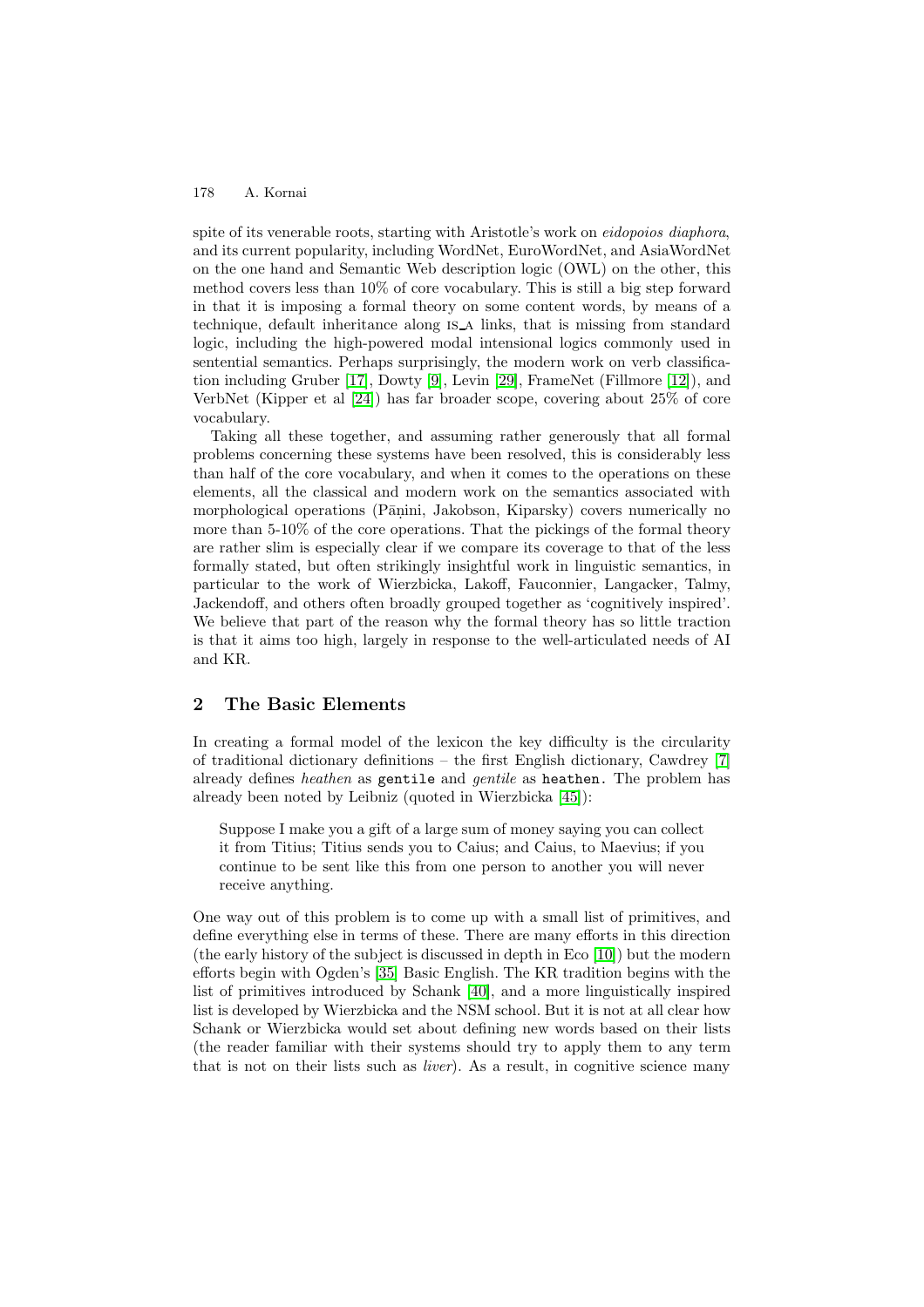spite of its venerable roots, starting with Aristotle's work on *eidopoios diaphora*, and its current popularity, including WordNet, EuroWordNet, and AsiaWordNet on the one hand and Semantic Web description logic (OWL) on the other, this method covers less than 10% of core vocabulary. This is still a big step forward in that it is imposing a formal theory on some content words, by means of a technique, default inheritance along IS_A links, that is missing from standard logic, including the high-powered modal intensional logics commonly used in sentential semantics. Perhaps surprisingly, the modern work on verb classification including Gruber [17], Dowty [9], Levin [29], FrameNet (Fillmore [12]), and VerbNet (Kipper et al [24]) has far broader scope, covering about 25% of core vocabulary.

Taking all these together, and assuming rather generously that all formal problems concerning these systems have been resolved, this is considerably less than half of the core vocabulary, and when it comes to the operations on these elements, all the classical and modern work on the semantics associated with morphological operations (Pāṇini, Jakobson, Kiparsky) covers numerically no more than 5-10% of the core operations. That the pickings of the formal theory are rather slim is especially clear if we compare its coverage to that of the less formally stated, but often strikingly insightful work in linguistic semantics, in particular to the work of Wierzbicka, Lakoff, Fauconnier, Langacker, Talmy, Jackendoff, and others often broadly grouped together as 'cognitively inspired'. We believe that part of the reason why the formal theory has so little traction is that it aims too high, largely in response to the well-articulated needs of AI and KR.

## 2 The Basic Elements

In creating a formal model of the lexicon the key difficulty is the circularity of traditional dictionary definitions – the first English dictionary, Cawdrey [7] already defines *heathen* as `gentile` and *gentile* as `heathen`. The problem has already been noted by Leibniz (quoted in Wierzbicka [45]):

> Suppose I make you a gift of a large sum of money saying you can collect it from Titius; Titius sends you to Caius; and Caius, to Maevius; if you continue to be sent like this from one person to another you will never receive anything.

One way out of this problem is to come up with a small list of primitives, and define everything else in terms of these. There are many efforts in this direction (the early history of the subject is discussed in depth in Eco [10]) but the modern efforts begin with Ogden's [35] Basic English. The KR tradition begins with the list of primitives introduced by Schank [40], and a more linguistically inspired list is developed by Wierzbicka and the NSM school. But it is not at all clear how Schank or Wierzbicka would set about defining new words based on their lists (the reader familiar with their systems should try to apply them to any term that is not on their lists such as *liver*). As a result, in cognitive science many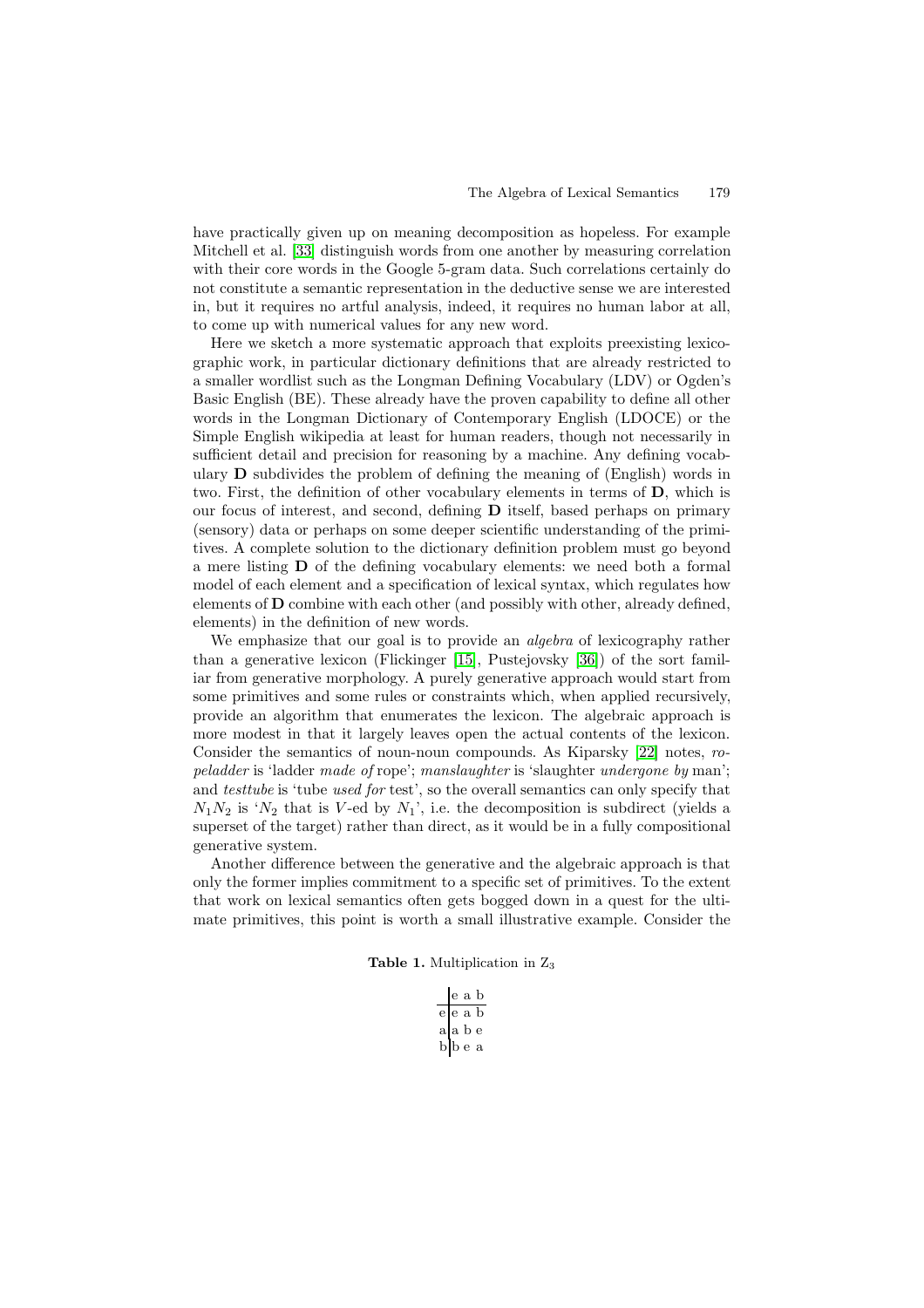have practically given up on meaning decomposition as hopeless. For example Mitchell et al. [33] distinguish words from one another by measuring correlation with their core words in the Google 5-gram data. Such correlations certainly do not constitute a semantic representation in the deductive sense we are interested in, but it requires no artful analysis, indeed, it requires no human labor at all, to come up with numerical values for any new word.

Here we sketch a more systematic approach that exploits preexisting lexicographic work, in particular dictionary definitions that are already restricted to a smaller wordlist such as the Longman Defining Vocabulary (LDV) or Ogden's Basic English (BE). These already have the proven capability to define all other words in the Longman Dictionary of Contemporary English (LDOCE) or the Simple English wikipedia at least for human readers, though not necessarily in sufficient detail and precision for reasoning by a machine. Any defining vocabulary **D** subdivides the problem of defining the meaning of (English) words in two. First, the definition of other vocabulary elements in terms of **D**, which is our focus of interest, and second, defining **D** itself, based perhaps on primary (sensory) data or perhaps on some deeper scientific understanding of the primitives. A complete solution to the dictionary definition problem must go beyond a mere listing **D** of the defining vocabulary elements: we need both a formal model of each element and a specification of lexical syntax, which regulates how elements of **D** combine with each other (and possibly with other, already defined, elements) in the definition of new words.

We emphasize that our goal is to provide an *algebra* of lexicography rather than a generative lexicon (Flickinger [15], Pustejovsky [36]) of the sort familiar from generative morphology. A purely generative approach would start from some primitives and some rules or constraints which, when applied recursively, provide an algorithm that enumerates the lexicon. The algebraic approach is more modest in that it largely leaves open the actual contents of the lexicon. Consider the semantics of noun-noun compounds. As Kiparsky [22] notes, *ropeladder* is 'ladder *made of* rope'; *manslaughter* is 'slaughter *undergone by* man'; and *testtube* is 'tube *used for* test', so the overall semantics can only specify that $N_1N_2$ is '$N_2$ that is $V$-ed by $N_1$', i.e. the decomposition is subdirect (yields a superset of the target) rather than direct, as it would be in a fully compositional generative system.

Another difference between the generative and the algebraic approach is that only the former implies commitment to a specific set of primitives. To the extent that work on lexical semantics often gets bogged down in a quest for the ultimate primitives, this point is worth a small illustrative example. Consider the

**Table 1.** Multiplication in $Z_3$

| | e | a | b |
|---|---|---|---|
| e | e | a | b |
| a | a | b | e |
| b | b | e | a |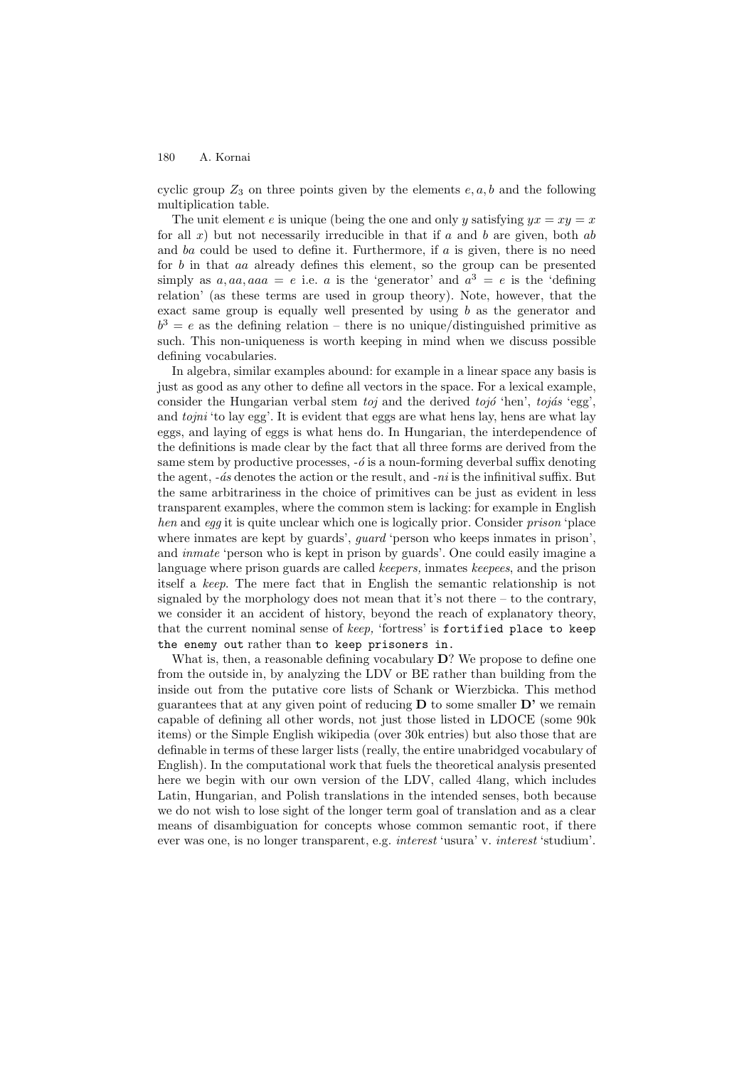cyclic group $Z_3$ on three points given by the elements $e, a, b$ and the following multiplication table.

The unit element $e$ is unique (being the one and only $y$ satisfying $yx = xy = x$ for all $x$) but not necessarily irreducible in that if $a$ and $b$ are given, both $ab$ and $ba$ could be used to define it. Furthermore, if $a$ is given, there is no need for $b$ in that $aa$ already defines this element, so the group can be presented simply as $a, aa, aaa = e$ i.e. $a$ is the 'generator' and $a^3 = e$ is the 'defining relation' (as these terms are used in group theory). Note, however, that the exact same group is equally well presented by using $b$ as the generator and $b^3 = e$ as the defining relation – there is no unique/distinguished primitive as such. This non-uniqueness is worth keeping in mind when we discuss possible defining vocabularies.

In algebra, similar examples abound: for example in a linear space any basis is just as good as any other to define all vectors in the space. For a lexical example, consider the Hungarian verbal stem *toj* and the derived *tojó* 'hen', *tojás* 'egg', and *tojni* 'to lay egg'. It is evident that eggs are what hens lay, hens are what lay eggs, and laying of eggs is what hens do. In Hungarian, the interdependence of the definitions is made clear by the fact that all three forms are derived from the same stem by productive processes, *-ó* is a noun-forming deverbal suffix denoting the agent, *-ás* denotes the action or the result, and *-ni* is the infinitival suffix. But the same arbitrariness in the choice of primitives can be just as evident in less transparent examples, where the common stem is lacking: for example in English *hen* and *egg* it is quite unclear which one is logically prior. Consider *prison* 'place where inmates are kept by guards', *guard* 'person who keeps inmates in prison', and *inmate* 'person who is kept in prison by guards'. One could easily imagine a language where prison guards are called *keepers,* inmates *keepees*, and the prison itself a *keep*. The mere fact that in English the semantic relationship is not signaled by the morphology does not mean that it's not there – to the contrary, we consider it an accident of history, beyond the reach of explanatory theory, that the current nominal sense of *keep,* 'fortress' is `fortified place to keep the enemy out` rather than `to keep prisoners in`.

What is, then, a reasonable defining vocabulary **D**? We propose to define one from the outside in, by analyzing the LDV or BE rather than building from the inside out from the putative core lists of Schank or Wierzbicka. This method guarantees that at any given point of reducing **D** to some smaller **D'** we remain capable of defining all other words, not just those listed in LDOCE (some 90k items) or the Simple English wikipedia (over 30k entries) but also those that are definable in terms of these larger lists (really, the entire unabridged vocabulary of English). In the computational work that fuels the theoretical analysis presented here we begin with our own version of the LDV, called 4lang, which includes Latin, Hungarian, and Polish translations in the intended senses, both because we do not wish to lose sight of the longer term goal of translation and as a clear means of disambiguation for concepts whose common semantic root, if there ever was one, is no longer transparent, e.g. *interest* 'usura' v. *interest* 'studium'.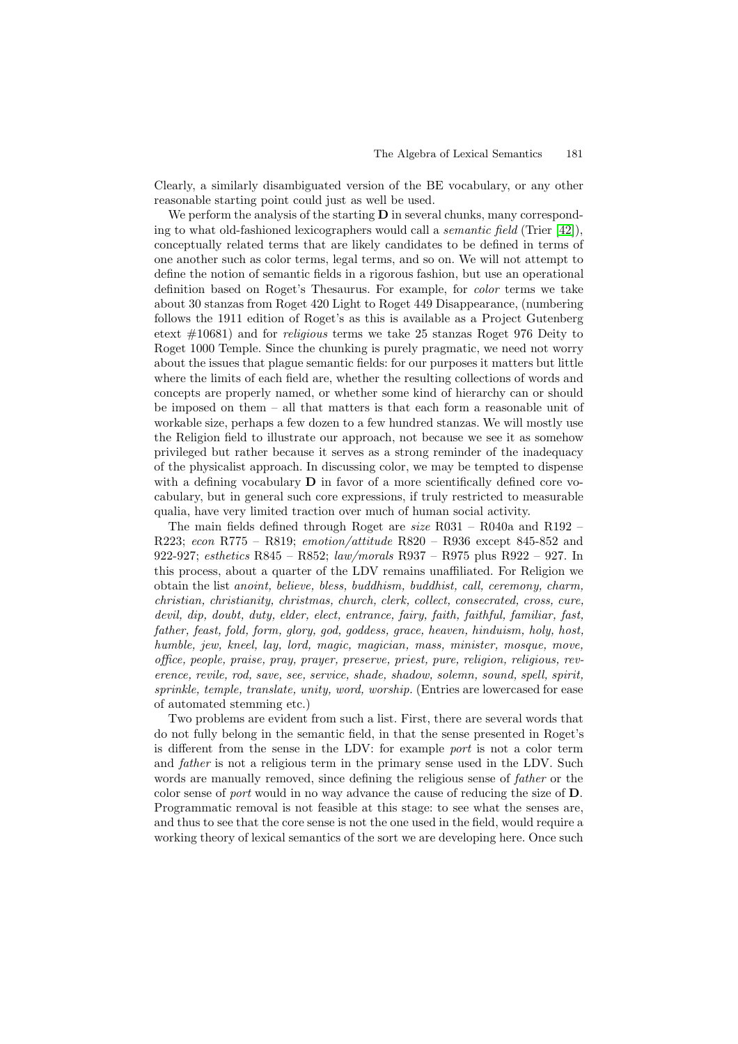Clearly, a similarly disambiguated version of the BE vocabulary, or any other reasonable starting point could just as well be used.

We perform the analysis of the starting **D** in several chunks, many corresponding to what old-fashioned lexicographers would call a *semantic field* (Trier [42]), conceptually related terms that are likely candidates to be defined in terms of one another such as color terms, legal terms, and so on. We will not attempt to define the notion of semantic fields in a rigorous fashion, but use an operational definition based on Roget's Thesaurus. For example, for *color* terms we take about 30 stanzas from Roget 420 Light to Roget 449 Disappearance, (numbering follows the 1911 edition of Roget's as this is available as a Project Gutenberg etext #10681) and for *religious* terms we take 25 stanzas Roget 976 Deity to Roget 1000 Temple. Since the chunking is purely pragmatic, we need not worry about the issues that plague semantic fields: for our purposes it matters but little where the limits of each field are, whether the resulting collections of words and concepts are properly named, or whether some kind of hierarchy can or should be imposed on them – all that matters is that each form a reasonable unit of workable size, perhaps a few dozen to a few hundred stanzas. We will mostly use the Religion field to illustrate our approach, not because we see it as somehow privileged but rather because it serves as a strong reminder of the inadequacy of the physicalist approach. In discussing color, we may be tempted to dispense with a defining vocabulary **D** in favor of a more scientifically defined core vocabulary, but in general such core expressions, if truly restricted to measurable qualia, have very limited traction over much of human social activity.

The main fields defined through Roget are *size* R031 – R040a and R192 – R223; *econ* R775 – R819; *emotion/attitude* R820 – R936 except 845-852 and 922-927; *esthetics* R845 – R852; *law/morals* R937 – R975 plus R922 – 927. In this process, about a quarter of the LDV remains unaffiliated. For Religion we obtain the list *anoint, believe, bless, buddhism, buddhist, call, ceremony, charm, christian, christianity, christmas, church, clerk, collect, consecrated, cross, cure, devil, dip, doubt, duty, elder, elect, entrance, fairy, faith, faithful, familiar, fast, father, feast, fold, form, glory, god, goddess, grace, heaven, hinduism, holy, host, humble, jew, kneel, lay, lord, magic, magician, mass, minister, mosque, move, office, people, praise, pray, prayer, preserve, priest, pure, religion, religious, reverence, revile, rod, save, see, service, shade, shadow, solemn, sound, spell, spirit, sprinkle, temple, translate, unity, word, worship.* (Entries are lowercased for ease of automated stemming etc.)

Two problems are evident from such a list. First, there are several words that do not fully belong in the semantic field, in that the sense presented in Roget's is different from the sense in the LDV: for example *port* is not a color term and *father* is not a religious term in the primary sense used in the LDV. Such words are manually removed, since defining the religious sense of *father* or the color sense of *port* would in no way advance the cause of reducing the size of **D**. Programmatic removal is not feasible at this stage: to see what the senses are, and thus to see that the core sense is not the one used in the field, would require a working theory of lexical semantics of the sort we are developing here. Once such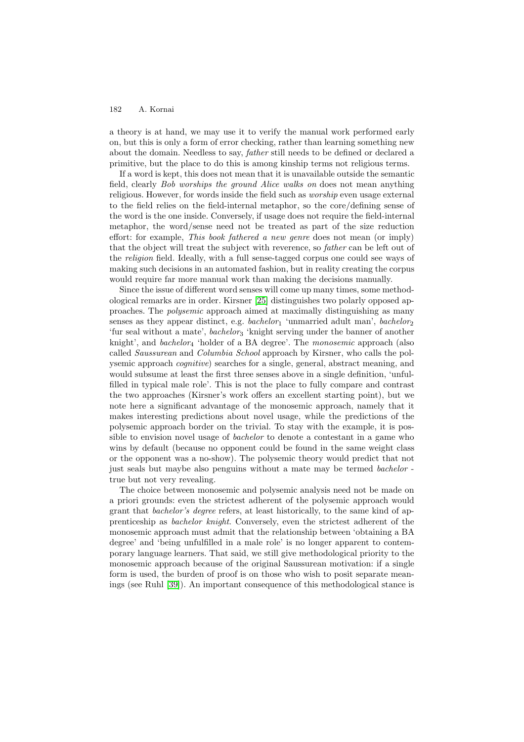a theory is at hand, we may use it to verify the manual work performed early on, but this is only a form of error checking, rather than learning something new about the domain. Needless to say, *father* still needs to be defined or declared a primitive, but the place to do this is among kinship terms not religious terms.

If a word is kept, this does not mean that it is unavailable outside the semantic field, clearly *Bob worships the ground Alice walks on* does not mean anything religious. However, for words inside the field such as *worship* even usage external to the field relies on the field-internal metaphor, so the core/defining sense of the word is the one inside. Conversely, if usage does not require the field-internal metaphor, the word/sense need not be treated as part of the size reduction effort: for example, *This book fathered a new genre* does not mean (or imply) that the object will treat the subject with reverence, so *father* can be left out of the *religion* field. Ideally, with a full sense-tagged corpus one could see ways of making such decisions in an automated fashion, but in reality creating the corpus would require far more manual work than making the decisions manually.

Since the issue of different word senses will come up many times, some methodological remarks are in order. Kirsner [25] distinguishes two polarly opposed approaches. The *polysemic* approach aimed at maximally distinguishing as many senses as they appear distinct, e.g. *bachelor*$_1$ 'unmarried adult man', *bachelor*$_2$ 'fur seal without a mate', *bachelor*$_3$ 'knight serving under the banner of another knight', and *bachelor*$_4$ 'holder of a BA degree'. The *monosemic* approach (also called *Saussurean* and *Columbia School* approach by Kirsner, who calls the polysemic approach *cognitive*) searches for a single, general, abstract meaning, and would subsume at least the first three senses above in a single definition, 'unfulfilled in typical male role'. This is not the place to fully compare and contrast the two approaches (Kirsner's work offers an excellent starting point), but we note here a significant advantage of the monosemic approach, namely that it makes interesting predictions about novel usage, while the predictions of the polysemic approach border on the trivial. To stay with the example, it is possible to envision novel usage of *bachelor* to denote a contestant in a game who wins by default (because no opponent could be found in the same weight class or the opponent was a no-show). The polysemic theory would predict that not just seals but maybe also penguins without a mate may be termed *bachelor* - true but not very revealing.

The choice between monosemic and polysemic analysis need not be made on a priori grounds: even the strictest adherent of the polysemic approach would grant that *bachelor's degree* refers, at least historically, to the same kind of apprenticeship as *bachelor knight*. Conversely, even the strictest adherent of the monosemic approach must admit that the relationship between 'obtaining a BA degree' and 'being unfulfilled in a male role' is no longer apparent to contemporary language learners. That said, we still give methodological priority to the monosemic approach because of the original Saussurean motivation: if a single form is used, the burden of proof is on those who wish to posit separate meanings (see Ruhl [39]). An important consequence of this methodological stance is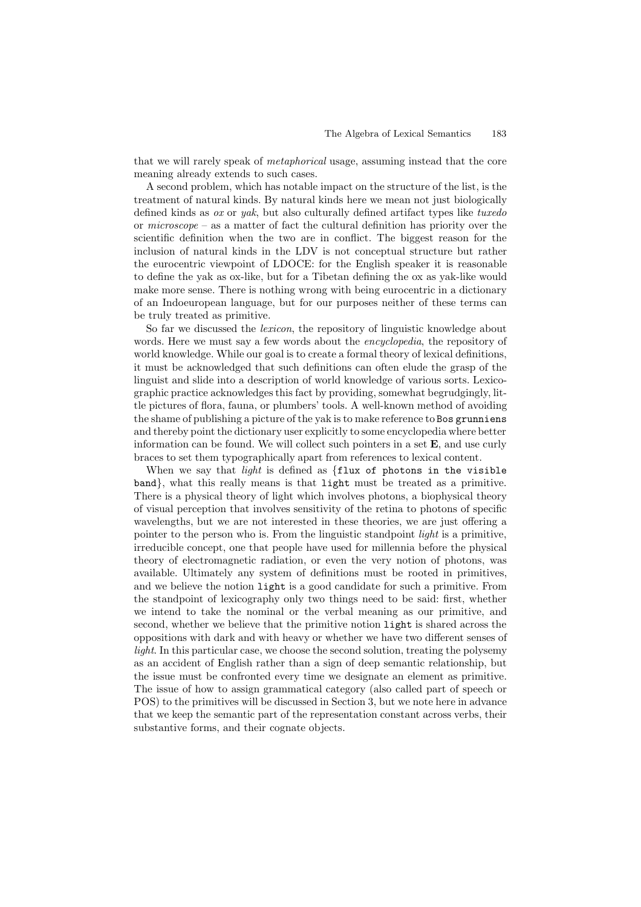that we will rarely speak of *metaphorical* usage, assuming instead that the core meaning already extends to such cases.

A second problem, which has notable impact on the structure of the list, is the treatment of natural kinds. By natural kinds here we mean not just biologically defined kinds as *ox* or *yak*, but also culturally defined artifact types like *tuxedo* or *microscope* – as a matter of fact the cultural definition has priority over the scientific definition when the two are in conflict. The biggest reason for the inclusion of natural kinds in the LDV is not conceptual structure but rather the eurocentric viewpoint of LDOCE: for the English speaker it is reasonable to define the yak as ox-like, but for a Tibetan defining the ox as yak-like would make more sense. There is nothing wrong with being eurocentric in a dictionary of an Indoeuropean language, but for our purposes neither of these terms can be truly treated as primitive.

So far we discussed the *lexicon*, the repository of linguistic knowledge about words. Here we must say a few words about the *encyclopedia*, the repository of world knowledge. While our goal is to create a formal theory of lexical definitions, it must be acknowledged that such definitions can often elude the grasp of the linguist and slide into a description of world knowledge of various sorts. Lexicographic practice acknowledges this fact by providing, somewhat begrudgingly, little pictures of flora, fauna, or plumbers' tools. A well-known method of avoiding the shame of publishing a picture of the yak is to make reference to `Bos grunniens` and thereby point the dictionary user explicitly to some encyclopedia where better information can be found. We will collect such pointers in a set **E**, and use curly braces to set them typographically apart from references to lexical content.

When we say that *light* is defined as {`flux of photons in the visible band`}, what this really means is that `light` must be treated as a primitive. There is a physical theory of light which involves photons, a biophysical theory of visual perception that involves sensitivity of the retina to photons of specific wavelengths, but we are not interested in these theories, we are just offering a pointer to the person who is. From the linguistic standpoint *light* is a primitive, irreducible concept, one that people have used for millennia before the physical theory of electromagnetic radiation, or even the very notion of photons, was available. Ultimately any system of definitions must be rooted in primitives, and we believe the notion `light` is a good candidate for such a primitive. From the standpoint of lexicography only two things need to be said: first, whether we intend to take the nominal or the verbal meaning as our primitive, and second, whether we believe that the primitive notion `light` is shared across the oppositions with dark and with heavy or whether we have two different senses of *light*. In this particular case, we choose the second solution, treating the polysemy as an accident of English rather than a sign of deep semantic relationship, but the issue must be confronted every time we designate an element as primitive. The issue of how to assign grammatical category (also called part of speech or POS) to the primitives will be discussed in Section 3, but we note here in advance that we keep the semantic part of the representation constant across verbs, their substantive forms, and their cognate objects.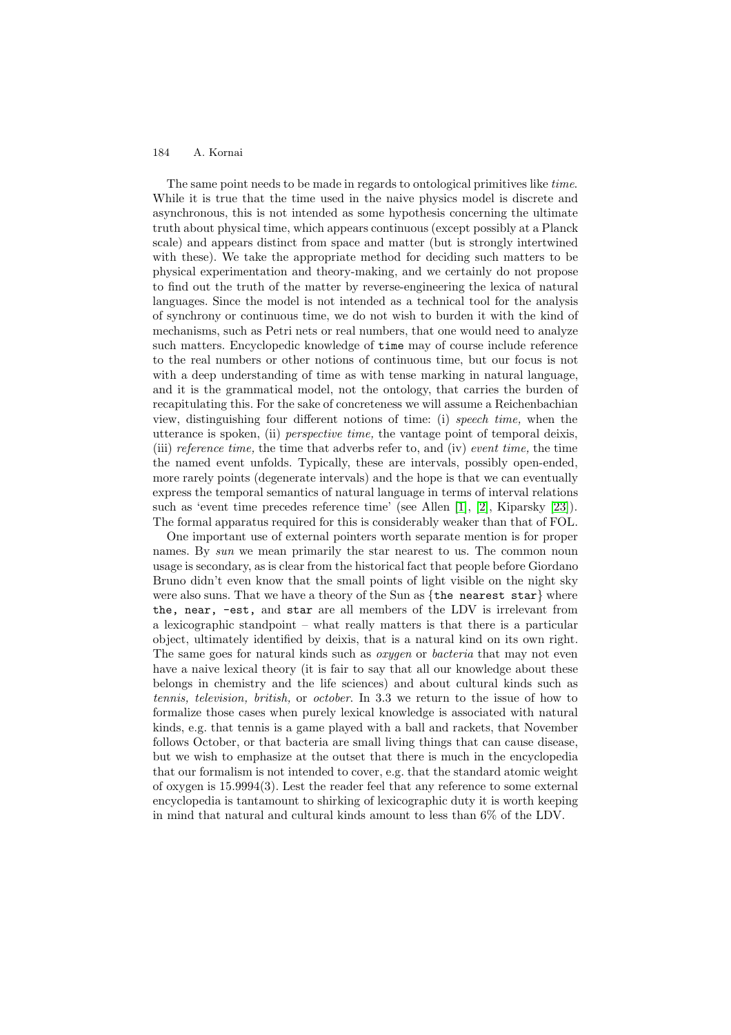The same point needs to be made in regards to ontological primitives like *time*. While it is true that the time used in the naive physics model is discrete and asynchronous, this is not intended as some hypothesis concerning the ultimate truth about physical time, which appears continuous (except possibly at a Planck scale) and appears distinct from space and matter (but is strongly intertwined with these). We take the appropriate method for deciding such matters to be physical experimentation and theory-making, and we certainly do not propose to find out the truth of the matter by reverse-engineering the lexica of natural languages. Since the model is not intended as a technical tool for the analysis of synchrony or continuous time, we do not wish to burden it with the kind of mechanisms, such as Petri nets or real numbers, that one would need to analyze such matters. Encyclopedic knowledge of `time` may of course include reference to the real numbers or other notions of continuous time, but our focus is not with a deep understanding of time as with tense marking in natural language, and it is the grammatical model, not the ontology, that carries the burden of recapitulating this. For the sake of concreteness we will assume a Reichenbachian view, distinguishing four different notions of time: (i) *speech time,* when the utterance is spoken, (ii) *perspective time,* the vantage point of temporal deixis, (iii) *reference time,* the time that adverbs refer to, and (iv) *event time,* the time the named event unfolds. Typically, these are intervals, possibly open-ended, more rarely points (degenerate intervals) and the hope is that we can eventually express the temporal semantics of natural language in terms of interval relations such as 'event time precedes reference time' (see Allen [1], [2], Kiparsky [23]). The formal apparatus required for this is considerably weaker than that of FOL.

One important use of external pointers worth separate mention is for proper names. By *sun* we mean primarily the star nearest to us. The common noun usage is secondary, as is clear from the historical fact that people before Giordano Bruno didn't even know that the small points of light visible on the night sky were also suns. That we have a theory of the Sun as {`the nearest star`} where `the, near, -est,` and `star` are all members of the LDV is irrelevant from a lexicographic standpoint – what really matters is that there is a particular object, ultimately identified by deixis, that is a natural kind on its own right. The same goes for natural kinds such as *oxygen* or *bacteria* that may not even have a naive lexical theory (it is fair to say that all our knowledge about these belongs in chemistry and the life sciences) and about cultural kinds such as *tennis, television, british,* or *october*. In 3.3 we return to the issue of how to formalize those cases when purely lexical knowledge is associated with natural kinds, e.g. that tennis is a game played with a ball and rackets, that November follows October, or that bacteria are small living things that can cause disease, but we wish to emphasize at the outset that there is much in the encyclopedia that our formalism is not intended to cover, e.g. that the standard atomic weight of oxygen is 15.9994(3). Lest the reader feel that any reference to some external encyclopedia is tantamount to shirking of lexicographic duty it is worth keeping in mind that natural and cultural kinds amount to less than 6% of the LDV.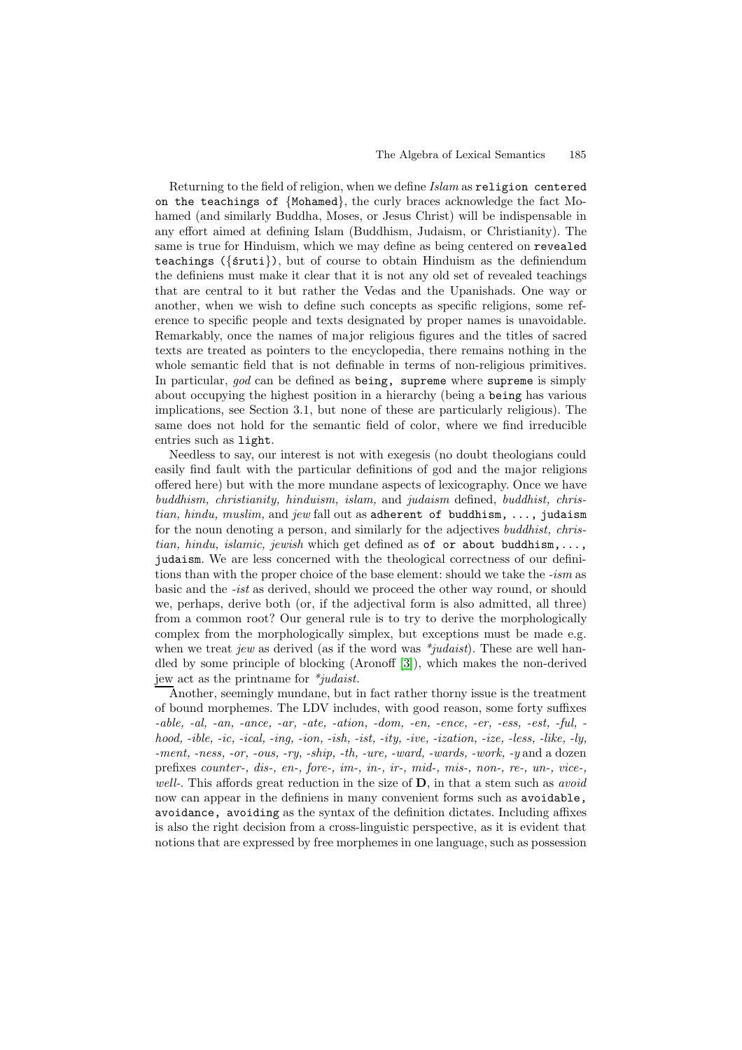Returning to the field of religion, when we define *Islam* as `religion centered on the teachings of {Mohamed}`, the curly braces acknowledge the fact Mohamed (and similarly Buddha, Moses, or Jesus Christ) will be indispensable in any effort aimed at defining Islam (Buddhism, Judaism, or Christianity). The same is true for Hinduism, which we may define as being centered on `revealed teachings ({śruti})`, but of course to obtain Hinduism as the definiendum the definiens must make it clear that it is not any old set of revealed teachings that are central to it but rather the Vedas and the Upanishads. One way or another, when we wish to define such concepts as specific religions, some reference to specific people and texts designated by proper names is unavoidable. Remarkably, once the names of major religious figures and the titles of sacred texts are treated as pointers to the encyclopedia, there remains nothing in the whole semantic field that is not definable in terms of non-religious primitives. In particular, *god* can be defined as `being, supreme` where `supreme` is simply about occupying the highest position in a hierarchy (being a `being` has various implications, see Section 3.1, but none of these are particularly religious). The same does not hold for the semantic field of color, where we find irreducible entries such as `light`.

Needless to say, our interest is not with exegesis (no doubt theologians could easily find fault with the particular definitions of god and the major religions offered here) but with the more mundane aspects of lexicography. Once we have *buddhism, christianity, hinduism, islam,* and *judaism* defined, *buddhist, christian, hindu, muslim,* and *jew* fall out as `adherent of buddhism, ..., judaism` for the noun denoting a person, and similarly for the adjectives *buddhist, christian, hindu, islamic, jewish* which get defined as `of or about buddhism,..., judaism`. We are less concerned with the theological correctness of our definitions than with the proper choice of the base element: should we take the *-ism* as basic and the *-ist* as derived, should we proceed the other way round, or should we, perhaps, derive both (or, if the adjectival form is also admitted, all three) from a common root? Our general rule is to try to derive the morphologically complex from the morphologically simplex, but exceptions must be made e.g. when we treat *jew* as derived (as if the word was *\*judaist*). These are well handled by some principle of blocking (Aronoff [3]), which makes the non-derived jew act as the printname for *\*judaist.*

Another, seemingly mundane, but in fact rather thorny issue is the treatment of bound morphemes. The LDV includes, with good reason, some forty suffixes *-able, -al, -an, -ance, -ar, -ate, -ation, -dom, -en, -ence, -er, -ess, -est, -ful, -hood, -ible, -ic, -ical, -ing, -ion, -ish, -ist, -ity, -ive, -ization, -ize, -less, -like, -ly, -ment, -ness, -or, -ous, -ry, -ship, -th, -ure, -ward, -wards, -work, -y* and a dozen prefixes *counter-, dis-, en-, fore-, im-, in-, ir-, mid-, mis-, non-, re-, un-, vice-, well-*. This affords great reduction in the size of **D**, in that a stem such as *avoid* now can appear in the definiens in many convenient forms such as `avoidable, avoidance, avoiding` as the syntax of the definition dictates. Including affixes is also the right decision from a cross-linguistic perspective, as it is evident that notions that are expressed by free morphemes in one language, such as possession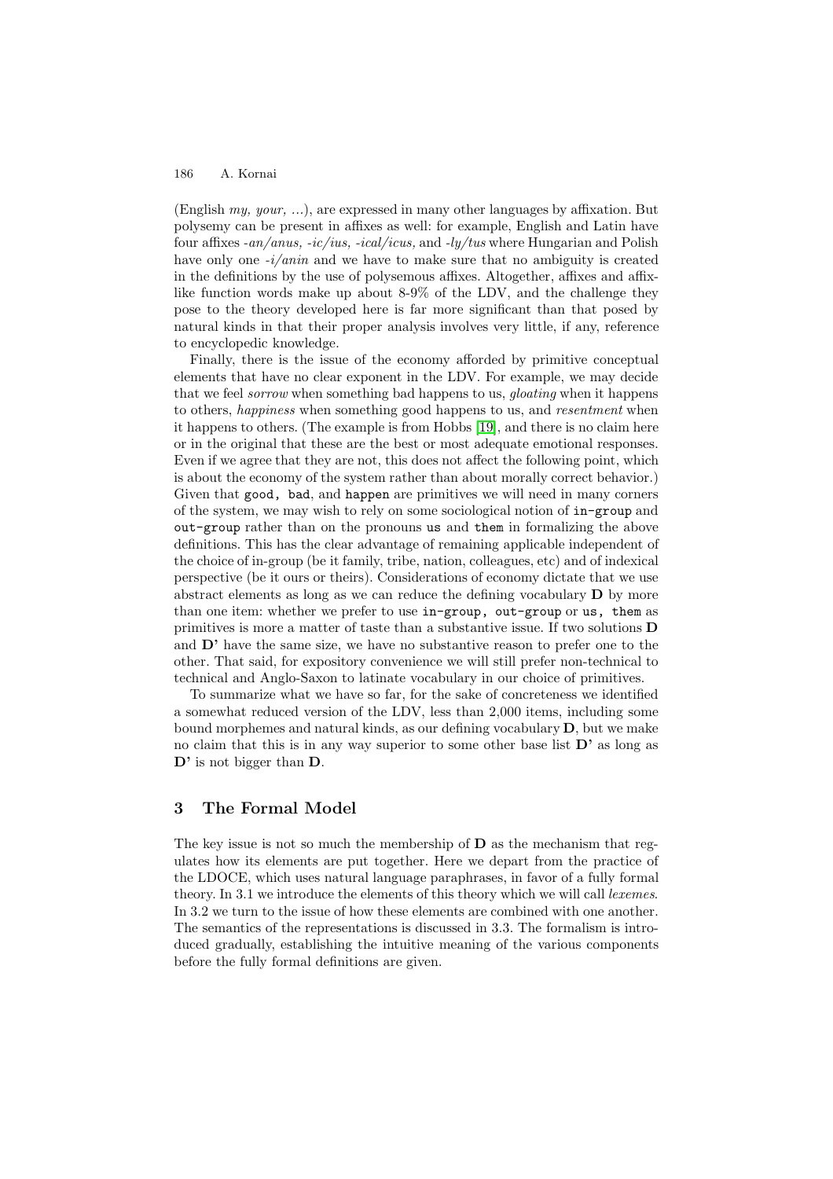(English *my, your, ...*), are expressed in many other languages by affixation. But polysemy can be present in affixes as well: for example, English and Latin have four affixes *-an/anus, -ic/ius, -ical/icus,* and *-ly/tus* where Hungarian and Polish have only one *-i/anin* and we have to make sure that no ambiguity is created in the definitions by the use of polysemous affixes. Altogether, affixes and affix-like function words make up about 8-9% of the LDV, and the challenge they pose to the theory developed here is far more significant than that posed by natural kinds in that their proper analysis involves very little, if any, reference to encyclopedic knowledge.

Finally, there is the issue of the economy afforded by primitive conceptual elements that have no clear exponent in the LDV. For example, we may decide that we feel *sorrow* when something bad happens to us, *gloating* when it happens to others, *happiness* when something good happens to us, and *resentment* when it happens to others. (The example is from Hobbs [19], and there is no claim here or in the original that these are the best or most adequate emotional responses. Even if we agree that they are not, this does not affect the following point, which is about the economy of the system rather than about morally correct behavior.) Given that `good, bad`, and `happen` are primitives we will need in many corners of the system, we may wish to rely on some sociological notion of `in-group` and `out-group` rather than on the pronouns `us` and `them` in formalizing the above definitions. This has the clear advantage of remaining applicable independent of the choice of in-group (be it family, tribe, nation, colleagues, etc) and of indexical perspective (be it ours or theirs). Considerations of economy dictate that we use abstract elements as long as we can reduce the defining vocabulary **D** by more than one item: whether we prefer to use `in-group, out-group` or `us, them` as primitives is more a matter of taste than a substantive issue. If two solutions **D** and **D'** have the same size, we have no substantive reason to prefer one to the other. That said, for expository convenience we will still prefer non-technical to technical and Anglo-Saxon to latinate vocabulary in our choice of primitives.

To summarize what we have so far, for the sake of concreteness we identified a somewhat reduced version of the LDV, less than 2,000 items, including some bound morphemes and natural kinds, as our defining vocabulary **D**, but we make no claim that this is in any way superior to some other base list **D'** as long as **D'** is not bigger than **D**.

## 3 The Formal Model

The key issue is not so much the membership of **D** as the mechanism that regulates how its elements are put together. Here we depart from the practice of the LDOCE, which uses natural language paraphrases, in favor of a fully formal theory. In 3.1 we introduce the elements of this theory which we will call *lexemes*. In 3.2 we turn to the issue of how these elements are combined with one another. The semantics of the representations is discussed in 3.3. The formalism is introduced gradually, establishing the intuitive meaning of the various components before the fully formal definitions are given.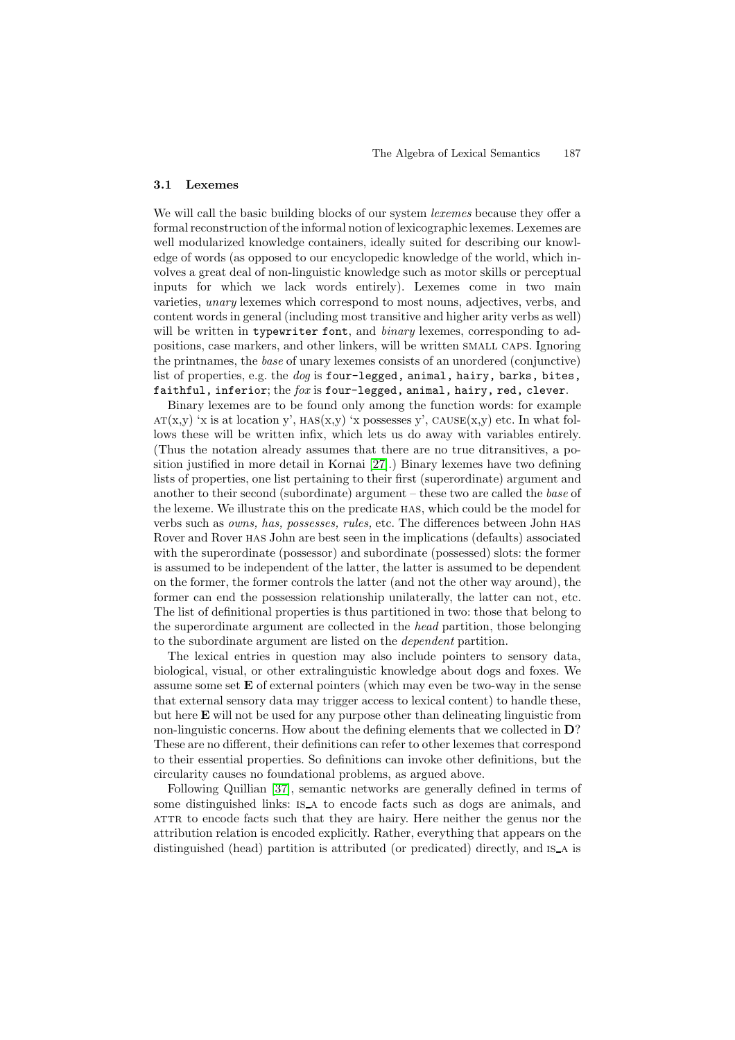### 3.1 Lexemes

We will call the basic building blocks of our system *lexemes* because they offer a formal reconstruction of the informal notion of lexicographic lexemes. Lexemes are well modularized knowledge containers, ideally suited for describing our knowledge of words (as opposed to our encyclopedic knowledge of the world, which involves a great deal of non-linguistic knowledge such as motor skills or perceptual inputs for which we lack words entirely). Lexemes come in two main varieties, *unary* lexemes which correspond to most nouns, adjectives, verbs, and content words in general (including most transitive and higher arity verbs as well) will be written in `typewriter font`, and *binary* lexemes, corresponding to adpositions, case markers, and other linkers, will be written SMALL CAPS. Ignoring the printnames, the *base* of unary lexemes consists of an unordered (conjunctive) list of properties, e.g. the *dog* is `four-legged, animal, hairy, barks, bites, faithful, inferior`; the *fox* is `four-legged, animal, hairy, red, clever`.

Binary lexemes are to be found only among the function words: for example AT(x,y) 'x is at location y', HAS(x,y) 'x possesses y', CAUSE(x,y) etc. In what follows these will be written infix, which lets us do away with variables entirely. (Thus the notation already assumes that there are no true ditransitives, a position justified in more detail in Kornai [27].) Binary lexemes have two defining lists of properties, one list pertaining to their first (superordinate) argument and another to their second (subordinate) argument – these two are called the *base* of the lexeme. We illustrate this on the predicate HAS, which could be the model for verbs such as *owns, has, possesses, rules,* etc. The differences between John HAS Rover and Rover HAS John are best seen in the implications (defaults) associated with the superordinate (possessor) and subordinate (possessed) slots: the former is assumed to be independent of the latter, the latter is assumed to be dependent on the former, the former controls the latter (and not the other way around), the former can end the possession relationship unilaterally, the latter can not, etc. The list of definitional properties is thus partitioned in two: those that belong to the superordinate argument are collected in the *head* partition, those belonging to the subordinate argument are listed on the *dependent* partition.

The lexical entries in question may also include pointers to sensory data, biological, visual, or other extralinguistic knowledge about dogs and foxes. We assume some set **E** of external pointers (which may even be two-way in the sense that external sensory data may trigger access to lexical content) to handle these, but here **E** will not be used for any purpose other than delineating linguistic from non-linguistic concerns. How about the defining elements that we collected in **D**? These are no different, their definitions can refer to other lexemes that correspond to their essential properties. So definitions can invoke other definitions, but the circularity causes no foundational problems, as argued above.

Following Quillian [37], semantic networks are generally defined in terms of some distinguished links: IS_A to encode facts such as dogs are animals, and ATTR to encode facts such that they are hairy. Here neither the genus nor the attribution relation is encoded explicitly. Rather, everything that appears on the distinguished (head) partition is attributed (or predicated) directly, and IS_A is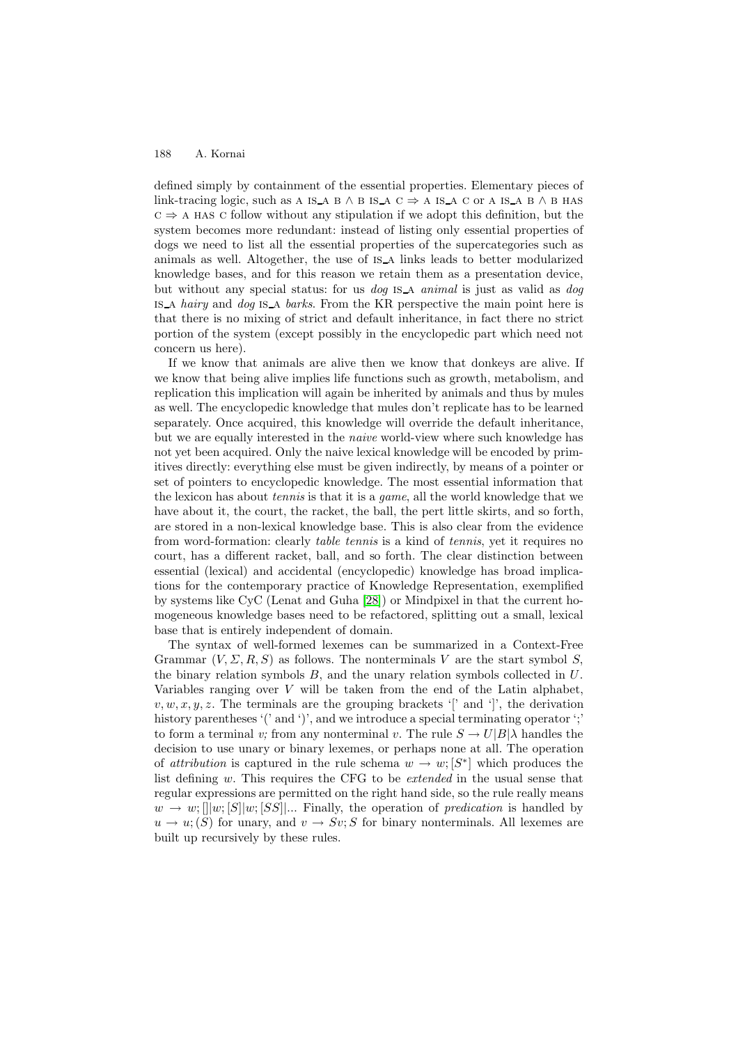defined simply by containment of the essential properties. Elementary pieces of link-tracing logic, such as A IS_A B $\wedge$ B IS_A C $\Rightarrow$ A IS_A C or A IS_A B $\wedge$ B HAS C $\Rightarrow$ A HAS C follow without any stipulation if we adopt this definition, but the system becomes more redundant: instead of listing only essential properties of dogs we need to list all the essential properties of the supercategories such as animals as well. Altogether, the use of IS_A links leads to better modularized knowledge bases, and for this reason we retain them as a presentation device, but without any special status: for us *dog* IS_A *animal* is just as valid as *dog* IS_A *hairy* and *dog* IS_A *barks*. From the KR perspective the main point here is that there is no mixing of strict and default inheritance, in fact there no strict portion of the system (except possibly in the encyclopedic part which need not concern us here).

If we know that animals are alive then we know that donkeys are alive. If we know that being alive implies life functions such as growth, metabolism, and replication this implication will again be inherited by animals and thus by mules as well. The encyclopedic knowledge that mules don't replicate has to be learned separately. Once acquired, this knowledge will override the default inheritance, but we are equally interested in the *naive* world-view where such knowledge has not yet been acquired. Only the naive lexical knowledge will be encoded by primitives directly: everything else must be given indirectly, by means of a pointer or set of pointers to encyclopedic knowledge. The most essential information that the lexicon has about *tennis* is that it is a *game*, all the world knowledge that we have about it, the court, the racket, the ball, the pert little skirts, and so forth, are stored in a non-lexical knowledge base. This is also clear from the evidence from word-formation: clearly *table tennis* is a kind of *tennis*, yet it requires no court, has a different racket, ball, and so forth. The clear distinction between essential (lexical) and accidental (encyclopedic) knowledge has broad implications for the contemporary practice of Knowledge Representation, exemplified by systems like CyC (Lenat and Guha [28]) or Mindpixel in that the current homogeneous knowledge bases need to be refactored, splitting out a small, lexical base that is entirely independent of domain.

The syntax of well-formed lexemes can be summarized in a Context-Free Grammar $(V, \Sigma, R, S)$ as follows. The nonterminals $V$ are the start symbol $S$, the binary relation symbols $B$, and the unary relation symbols collected in $U$. Variables ranging over $V$ will be taken from the end of the Latin alphabet, $v, w, x, y, z$. The terminals are the grouping brackets '[' and ']', the derivation history parentheses '(' and ')', and we introduce a special terminating operator ';' to form a terminal $v;$ from any nonterminal $v$. The rule $S \rightarrow U|B|\lambda$ handles the decision to use unary or binary lexemes, or perhaps none at all. The operation of *attribution* is captured in the rule schema $w \rightarrow w;[S^*]$ which produces the list defining $w$. This requires the CFG to be *extended* in the usual sense that regular expressions are permitted on the right hand side, so the rule really means $w \rightarrow w;[]|w;[S]|w;[SS]|...$ Finally, the operation of *predication* is handled by $u \rightarrow u;(S)$ for unary, and $v \rightarrow Sv;S$ for binary nonterminals. All lexemes are built up recursively by these rules.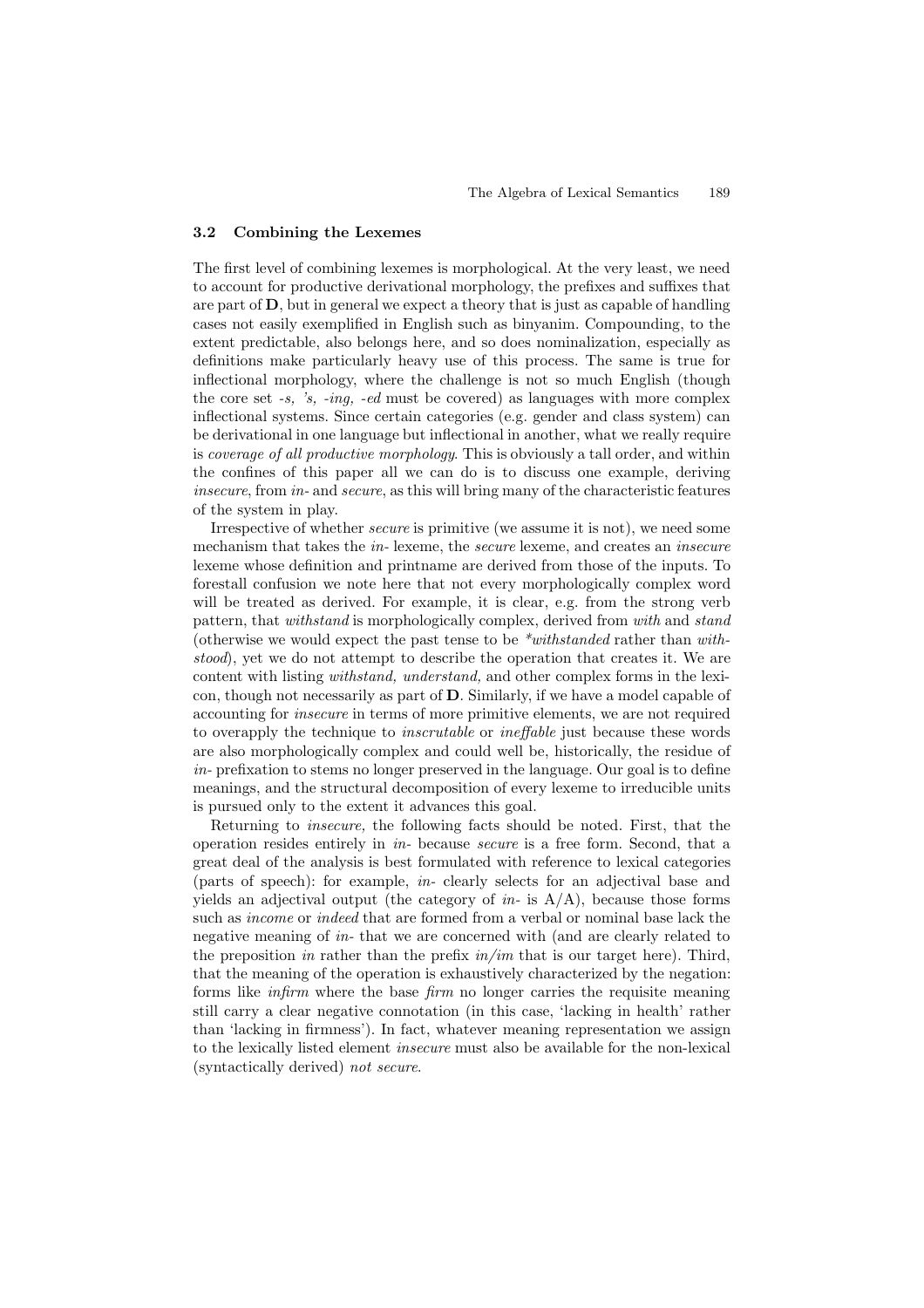### 3.2 Combining the Lexemes

The first level of combining lexemes is morphological. At the very least, we need to account for productive derivational morphology, the prefixes and suffixes that are part of **D**, but in general we expect a theory that is just as capable of handling cases not easily exemplified in English such as binyanim. Compounding, to the extent predictable, also belongs here, and so does nominalization, especially as definitions make particularly heavy use of this process. The same is true for inflectional morphology, where the challenge is not so much English (though the core set *-s, 's, -ing, -ed* must be covered) as languages with more complex inflectional systems. Since certain categories (e.g. gender and class system) can be derivational in one language but inflectional in another, what we really require is *coverage of all productive morphology*. This is obviously a tall order, and within the confines of this paper all we can do is to discuss one example, deriving *insecure*, from *in-* and *secure*, as this will bring many of the characteristic features of the system in play.

Irrespective of whether *secure* is primitive (we assume it is not), we need some mechanism that takes the *in-* lexeme, the *secure* lexeme, and creates an *insecure* lexeme whose definition and printname are derived from those of the inputs. To forestall confusion we note here that not every morphologically complex word will be treated as derived. For example, it is clear, e.g. from the strong verb pattern, that *withstand* is morphologically complex, derived from *with* and *stand* (otherwise we would expect the past tense to be *\*withstanded* rather than *withstood*), yet we do not attempt to describe the operation that creates it. We are content with listing *withstand, understand,* and other complex forms in the lexicon, though not necessarily as part of **D**. Similarly, if we have a model capable of accounting for *insecure* in terms of more primitive elements, we are not required to overapply the technique to *inscrutable* or *ineffable* just because these words are also morphologically complex and could well be, historically, the residue of *in-* prefixation to stems no longer preserved in the language. Our goal is to define meanings, and the structural decomposition of every lexeme to irreducible units is pursued only to the extent it advances this goal.

Returning to *insecure,* the following facts should be noted. First, that the operation resides entirely in *in-* because *secure* is a free form. Second, that a great deal of the analysis is best formulated with reference to lexical categories (parts of speech): for example, *in-* clearly selects for an adjectival base and yields an adjectival output (the category of *in-* is A/A), because those forms such as *income* or *indeed* that are formed from a verbal or nominal base lack the negative meaning of *in-* that we are concerned with (and are clearly related to the preposition *in* rather than the prefix *in/im* that is our target here). Third, that the meaning of the operation is exhaustively characterized by the negation: forms like *infirm* where the base *firm* no longer carries the requisite meaning still carry a clear negative connotation (in this case, 'lacking in health' rather than 'lacking in firmness'). In fact, whatever meaning representation we assign to the lexically listed element *insecure* must also be available for the non-lexical (syntactically derived) *not secure*.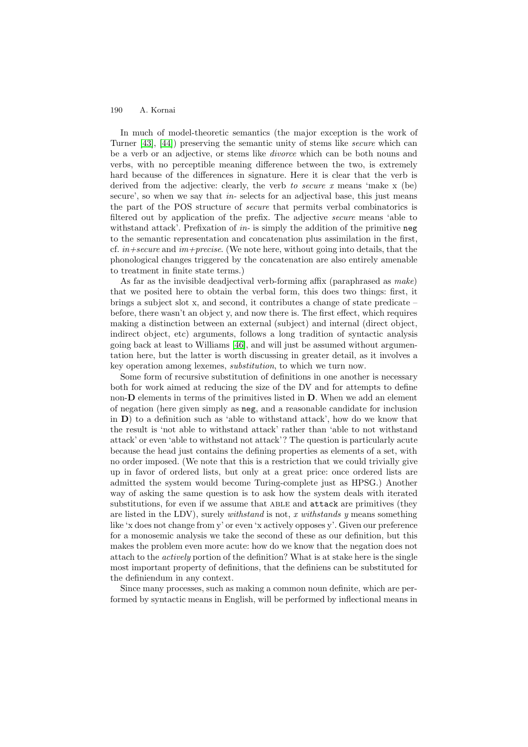In much of model-theoretic semantics (the major exception is the work of Turner [43], [44]) preserving the semantic unity of stems like *secure* which can be a verb or an adjective, or stems like *divorce* which can be both nouns and verbs, with no perceptible meaning difference between the two, is extremely hard because of the differences in signature. Here it is clear that the verb is derived from the adjective: clearly, the verb *to secure x* means 'make x (be) secure', so when we say that *in-* selects for an adjectival base, this just means the part of the POS structure of *secure* that permits verbal combinatorics is filtered out by application of the prefix. The adjective *secure* means 'able to withstand attack'. Prefixation of *in-* is simply the addition of the primitive `neg` to the semantic representation and concatenation plus assimilation in the first, cf. *in+secure* and *im+precise*. (We note here, without going into details, that the phonological changes triggered by the concatenation are also entirely amenable to treatment in finite state terms.)

As far as the invisible deadjectival verb-forming affix (paraphrased as *make*) that we posited here to obtain the verbal form, this does two things: first, it brings a subject slot x, and second, it contributes a change of state predicate – before, there wasn't an object y, and now there is. The first effect, which requires making a distinction between an external (subject) and internal (direct object, indirect object, etc) arguments, follows a long tradition of syntactic analysis going back at least to Williams [46], and will just be assumed without argumentation here, but the latter is worth discussing in greater detail, as it involves a key operation among lexemes, *substitution*, to which we turn now.

Some form of recursive substitution of definitions in one another is necessary both for work aimed at reducing the size of the DV and for attempts to define non-**D** elements in terms of the primitives listed in **D**. When we add an element of negation (here given simply as `neg`, and a reasonable candidate for inclusion in **D**) to a definition such as 'able to withstand attack', how do we know that the result is 'not able to withstand attack' rather than 'able to not withstand attack' or even 'able to withstand not attack'? The question is particularly acute because the head just contains the defining properties as elements of a set, with no order imposed. (We note that this is a restriction that we could trivially give up in favor of ordered lists, but only at a great price: once ordered lists are admitted the system would become Turing-complete just as HPSG.) Another way of asking the same question is to ask how the system deals with iterated substitutions, for even if we assume that ABLE and `attack` are primitives (they are listed in the LDV), surely *withstand* is not, *x withstands y* means something like 'x does not change from y' or even 'x actively opposes y'. Given our preference for a monosemic analysis we take the second of these as our definition, but this makes the problem even more acute: how do we know that the negation does not attach to the *actively* portion of the definition? What is at stake here is the single most important property of definitions, that the definiens can be substituted for the definiendum in any context.

Since many processes, such as making a common noun definite, which are performed by syntactic means in English, will be performed by inflectional means in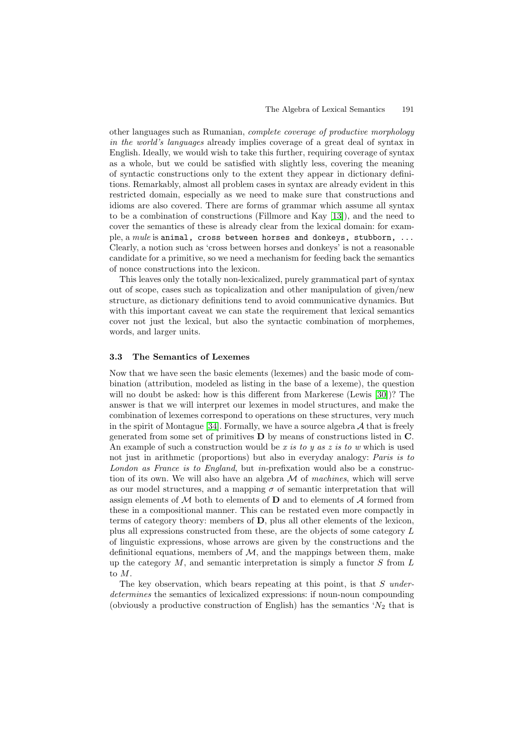other languages such as Rumanian, *complete coverage of productive morphology in the world's languages* already implies coverage of a great deal of syntax in English. Ideally, we would wish to take this further, requiring coverage of syntax as a whole, but we could be satisfied with slightly less, covering the meaning of syntactic constructions only to the extent they appear in dictionary definitions. Remarkably, almost all problem cases in syntax are already evident in this restricted domain, especially as we need to make sure that constructions and idioms are also covered. There are forms of grammar which assume all syntax to be a combination of constructions (Fillmore and Kay [13]), and the need to cover the semantics of these is already clear from the lexical domain: for example, a *mule* is `animal, cross between horses and donkeys, stubborn, ...` Clearly, a notion such as 'cross between horses and donkeys' is not a reasonable candidate for a primitive, so we need a mechanism for feeding back the semantics of nonce constructions into the lexicon.

This leaves only the totally non-lexicalized, purely grammatical part of syntax out of scope, cases such as topicalization and other manipulation of given/new structure, as dictionary definitions tend to avoid communicative dynamics. But with this important caveat we can state the requirement that lexical semantics cover not just the lexical, but also the syntactic combination of morphemes, words, and larger units.

### 3.3 The Semantics of Lexemes

Now that we have seen the basic elements (lexemes) and the basic mode of combination (attribution, modeled as listing in the base of a lexeme), the question will no doubt be asked: how is this different from Markerese (Lewis [30])? The answer is that we will interpret our lexemes in model structures, and make the combination of lexemes correspond to operations on these structures, very much in the spirit of Montague [34]. Formally, we have a source algebra $\mathcal{A}$ that is freely generated from some set of primitives $\mathbf{D}$ by means of constructions listed in $\mathbf{C}$. An example of such a construction would be *x is to y as z is to w* which is used not just in arithmetic (proportions) but also in everyday analogy: *Paris is to London as France is to England*, but *in*-prefixation would also be a construction of its own. We will also have an algebra $\mathcal{M}$ of *machines*, which will serve as our model structures, and a mapping $\sigma$ of semantic interpretation that will assign elements of $\mathcal{M}$ both to elements of $\mathbf{D}$ and to elements of $\mathcal{A}$ formed from these in a compositional manner. This can be restated even more compactly in terms of category theory: members of $\mathbf{D}$, plus all other elements of the lexicon, plus all expressions constructed from these, are the objects of some category $L$ of linguistic expressions, whose arrows are given by the constructions and the definitional equations, members of $\mathcal{M}$, and the mappings between them, make up the category $M$, and semantic interpretation is simply a functor $S$ from $L$ to $M$.

The key observation, which bears repeating at this point, is that $S$ *underdetermines* the semantics of lexicalized expressions: if noun-noun compounding (obviously a productive construction of English) has the semantics '$N_2$ that is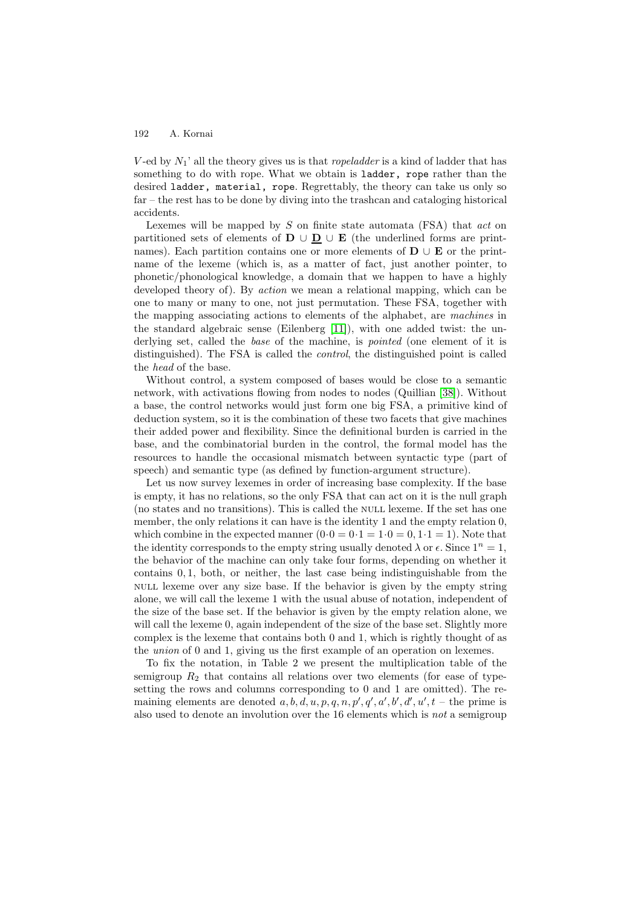$V$-ed by $N_1$' all the theory gives us is that *ropeladder* is a kind of ladder that has something to do with rope. What we obtain is `ladder, rope` rather than the desired `ladder, material, rope`. Regrettably, the theory can take us only so far – the rest has to be done by diving into the trashcan and cataloging historical accidents.

Lexemes will be mapped by $S$ on finite state automata (FSA) that *act* on partitioned sets of elements of $\mathbf{D} \cup \underline{\mathbf{D}} \cup \mathbf{E}$ (the underlined forms are printnames). Each partition contains one or more elements of $\mathbf{D} \cup \mathbf{E}$ or the printname of the lexeme (which is, as a matter of fact, just another pointer, to phonetic/phonological knowledge, a domain that we happen to have a highly developed theory of). By *action* we mean a relational mapping, which can be one to many or many to one, not just permutation. These FSA, together with the mapping associating actions to elements of the alphabet, are *machines* in the standard algebraic sense (Eilenberg [11]), with one added twist: the underlying set, called the *base* of the machine, is *pointed* (one element of it is distinguished). The FSA is called the *control*, the distinguished point is called the *head* of the base.

Without control, a system composed of bases would be close to a semantic network, with activations flowing from nodes to nodes (Quillian [38]). Without a base, the control networks would just form one big FSA, a primitive kind of deduction system, so it is the combination of these two facets that give machines their added power and flexibility. Since the definitional burden is carried in the base, and the combinatorial burden in the control, the formal model has the resources to handle the occasional mismatch between syntactic type (part of speech) and semantic type (as defined by function-argument structure).

Let us now survey lexemes in order of increasing base complexity. If the base is empty, it has no relations, so the only FSA that can act on it is the null graph (no states and no transitions). This is called the NULL lexeme. If the set has one member, the only relations it can have is the identity 1 and the empty relation 0, which combine in the expected manner ($0{\cdot}0 = 0{\cdot}1 = 1{\cdot}0 = 0, 1{\cdot}1 = 1$). Note that the identity corresponds to the empty string usually denoted $\lambda$ or $\epsilon$. Since $1^n = 1$, the behavior of the machine can only take four forms, depending on whether it contains $0, 1$, both, or neither, the last case being indistinguishable from the NULL lexeme over any size base. If the behavior is given by the empty string alone, we will call the lexeme 1 with the usual abuse of notation, independent of the size of the base set. If the behavior is given by the empty relation alone, we will call the lexeme 0, again independent of the size of the base set. Slightly more complex is the lexeme that contains both 0 and 1, which is rightly thought of as the *union* of 0 and 1, giving us the first example of an operation on lexemes.

To fix the notation, in Table 2 we present the multiplication table of the semigroup $R_2$ that contains all relations over two elements (for ease of typesetting the rows and columns corresponding to 0 and 1 are omitted). The remaining elements are denoted $a, b, d, u, p, q, n, p', q', a', b', d', u', t$ – the prime is also used to denote an involution over the 16 elements which is *not* a semigroup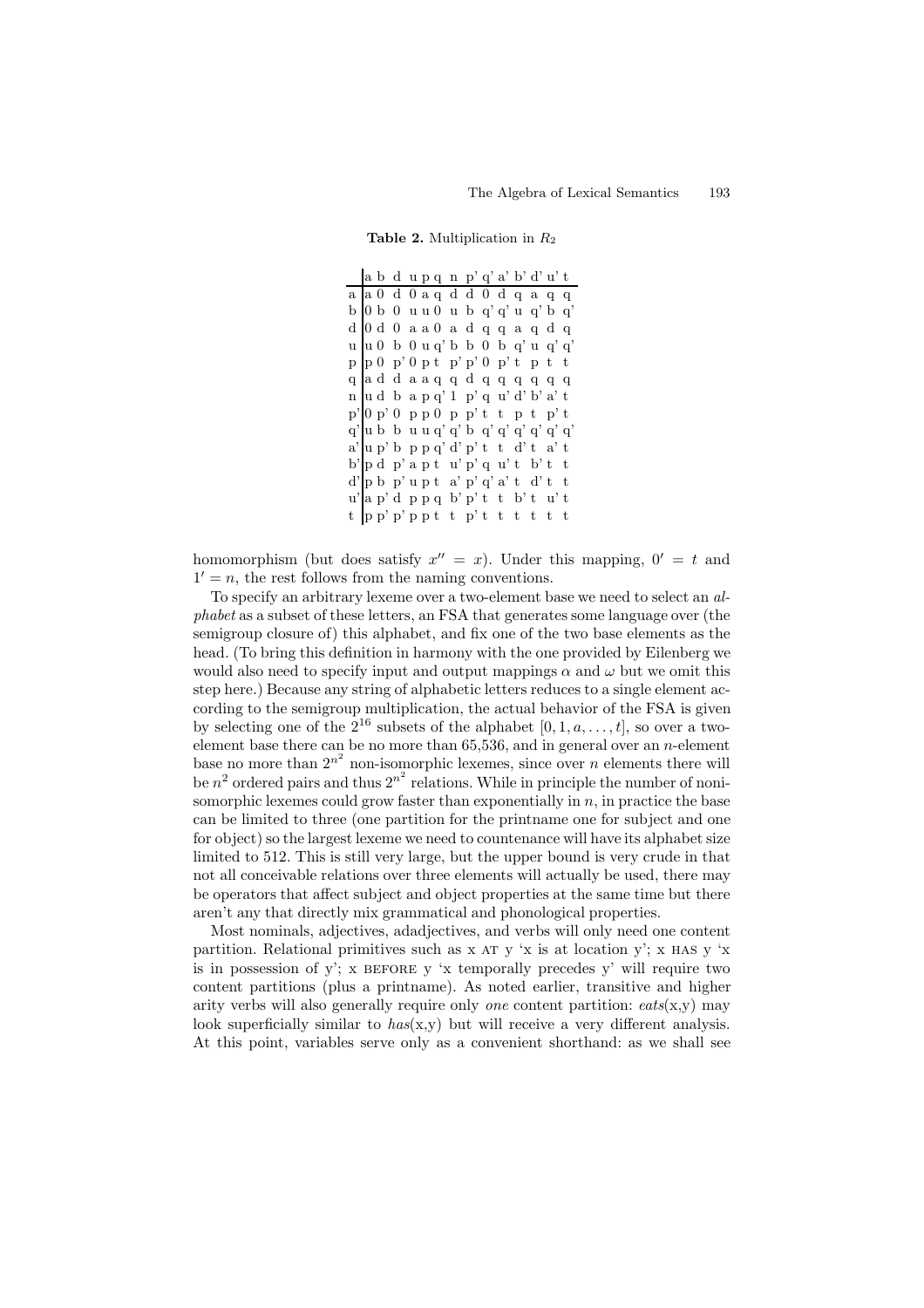**Table 2.** Multiplication in $R_2$

| | a | b | d | u | p | q | n | p' | q' | a' | b' | d' | u' | t |
|---|---|---|---|---|---|---|---|---|---|---|---|---|---|---|
| a | a | 0 | d | 0 | a | q | d | d | 0 | d | q | a | q | q |
| b | 0 | b | 0 | u | u | 0 | u | b | q' | q' | u | q' | b | q' |
| d | 0 | d | 0 | a | a | 0 | a | d | q | q | a | q | d | q |
| u | u | 0 | b | 0 | u | q' | b | b | 0 | b | q' | u | q' | q' |
| p | p | 0 | p' | 0 | p | t | p' | p' | 0 | p' | t | p | t | t |
| q | a | d | d | a | a | q | q | d | q | q | q | q | q | q |
| n | u | d | b | a | p | q' | 1 | p' | q | u' | d' | b' | a' | t |
| p' | 0 | p' | 0 | p | p | 0 | p | p' | t | t | p | t | p' | t |
| q' | u | b | b | u | u | q' | q' | b | q' | q' | q' | q' | q' | q' |
| a' | u | p' | b | p | p | q' | d' | p' | t | t | d' | t | a' | t |
| b' | p | d | p' | a | p | t | u' | p' | q | u' | t | b' | t | t |
| d' | p | b | p' | u | p | t | a' | p' | q' | a' | t | d' | t | t |
| u' | a | p' | d | p | p | q | b' | p' | t | t | b' | t | u' | t |
| t | p | p' | p' | p | p | t | t | p' | t | t | t | t | t | t |

homomorphism (but does satisfy $x'' = x$). Under this mapping, $0' = t$ and $1' = n$, the rest follows from the naming conventions.

To specify an arbitrary lexeme over a two-element base we need to select an *alphabet* as a subset of these letters, an FSA that generates some language over (the semigroup closure of) this alphabet, and fix one of the two base elements as the head. (To bring this definition in harmony with the one provided by Eilenberg we would also need to specify input and output mappings $\alpha$ and $\omega$ but we omit this step here.) Because any string of alphabetic letters reduces to a single element according to the semigroup multiplication, the actual behavior of the FSA is given by selecting one of the $2^{16}$ subsets of the alphabet $[0, 1, a, \ldots, t]$, so over a two-element base there can be no more than 65,536, and in general over an $n$-element base no more than $2^{n^2}$ non-isomorphic lexemes, since over $n$ elements there will be $n^2$ ordered pairs and thus $2^{n^2}$ relations. While in principle the number of nonisomorphic lexemes could grow faster than exponentially in $n$, in practice the base can be limited to three (one partition for the printname one for subject and one for object) so the largest lexeme we need to countenance will have its alphabet size limited to 512. This is still very large, but the upper bound is very crude in that not all conceivable relations over three elements will actually be used, there may be operators that affect subject and object properties at the same time but there aren't any that directly mix grammatical and phonological properties.

Most nominals, adjectives, adadjectives, and verbs will only need one content partition. Relational primitives such as x AT y 'x is at location y'; x HAS y 'x is in possession of y'; x BEFORE y 'x temporally precedes y' will require two content partitions (plus a printname). As noted earlier, transitive and higher arity verbs will also generally require only *one* content partition: *eats*(x,y) may look superficially similar to *has*(x,y) but will receive a very different analysis. At this point, variables serve only as a convenient shorthand: as we shall see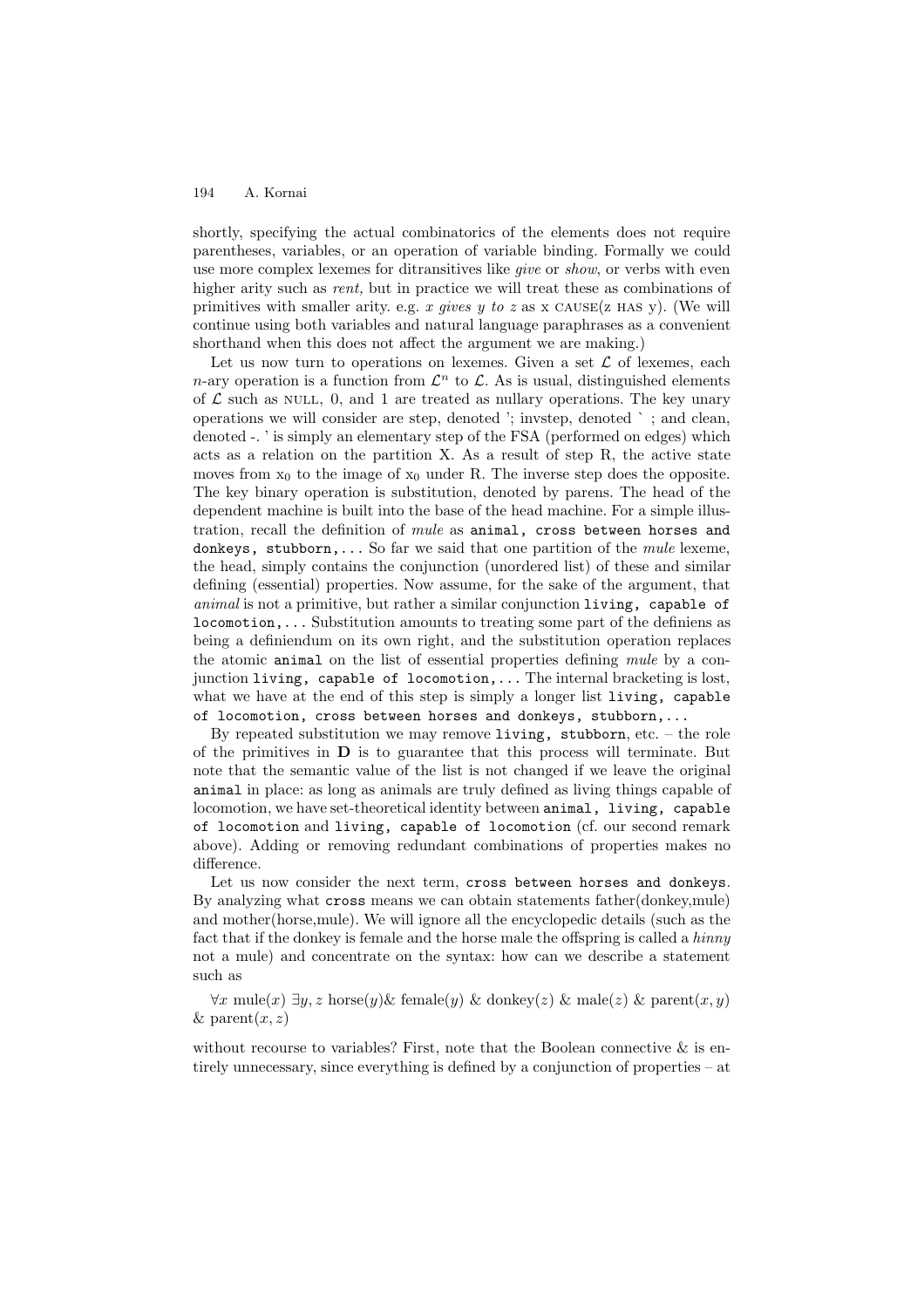shortly, specifying the actual combinatorics of the elements does not require parentheses, variables, or an operation of variable binding. Formally we could use more complex lexemes for ditransitives like *give* or *show*, or verbs with even higher arity such as *rent,* but in practice we will treat these as combinations of primitives with smaller arity. e.g. *x gives y to z* as X CAUSE(Z HAS Y). (We will continue using both variables and natural language paraphrases as a convenient shorthand when this does not affect the argument we are making.)

Let us now turn to operations on lexemes. Given a set $\mathcal{L}$ of lexemes, each $n$-ary operation is a function from $\mathcal{L}^n$ to $\mathcal{L}$. As is usual, distinguished elements of $\mathcal{L}$ such as NULL, 0, and 1 are treated as nullary operations. The key unary operations we will consider are step, denoted '; invstep, denoted ` ; and clean, denoted -. ' is simply an elementary step of the FSA (performed on edges) which acts as a relation on the partition X. As a result of step R, the active state moves from $x_0$ to the image of $x_0$ under R. The inverse step does the opposite. The key binary operation is substitution, denoted by parens. The head of the dependent machine is built into the base of the head machine. For a simple illustration, recall the definition of *mule* as `animal, cross between horses and donkeys, stubborn,...` So far we said that one partition of the *mule* lexeme, the head, simply contains the conjunction (unordered list) of these and similar defining (essential) properties. Now assume, for the sake of the argument, that *animal* is not a primitive, but rather a similar conjunction `living, capable of locomotion,...` Substitution amounts to treating some part of the definiens as being a definiendum on its own right, and the substitution operation replaces the atomic `animal` on the list of essential properties defining *mule* by a conjunction `living, capable of locomotion,...` The internal bracketing is lost, what we have at the end of this step is simply a longer list `living, capable of locomotion, cross between horses and donkeys, stubborn,...`

By repeated substitution we may remove `living`, `stubborn`, etc. – the role of the primitives in **D** is to guarantee that this process will terminate. But note that the semantic value of the list is not changed if we leave the original `animal` in place: as long as animals are truly defined as living things capable of locomotion, we have set-theoretical identity between `animal, living, capable of locomotion` and `living, capable of locomotion` (cf. our second remark above). Adding or removing redundant combinations of properties makes no difference.

Let us now consider the next term, `cross between horses and donkeys`. By analyzing what `cross` means we can obtain statements father(donkey,mule) and mother(horse,mule). We will ignore all the encyclopedic details (such as the fact that if the donkey is female and the horse male the offspring is called a *hinny* not a mule) and concentrate on the syntax: how can we describe a statement such as

$\forall x$ mule$(x)$ $\exists y, z$ horse$(y)$& female$(y)$ & donkey$(z)$ & male$(z)$ & parent$(x, y)$ & parent$(x, z)$

without recourse to variables? First, note that the Boolean connective & is entirely unnecessary, since everything is defined by a conjunction of properties – at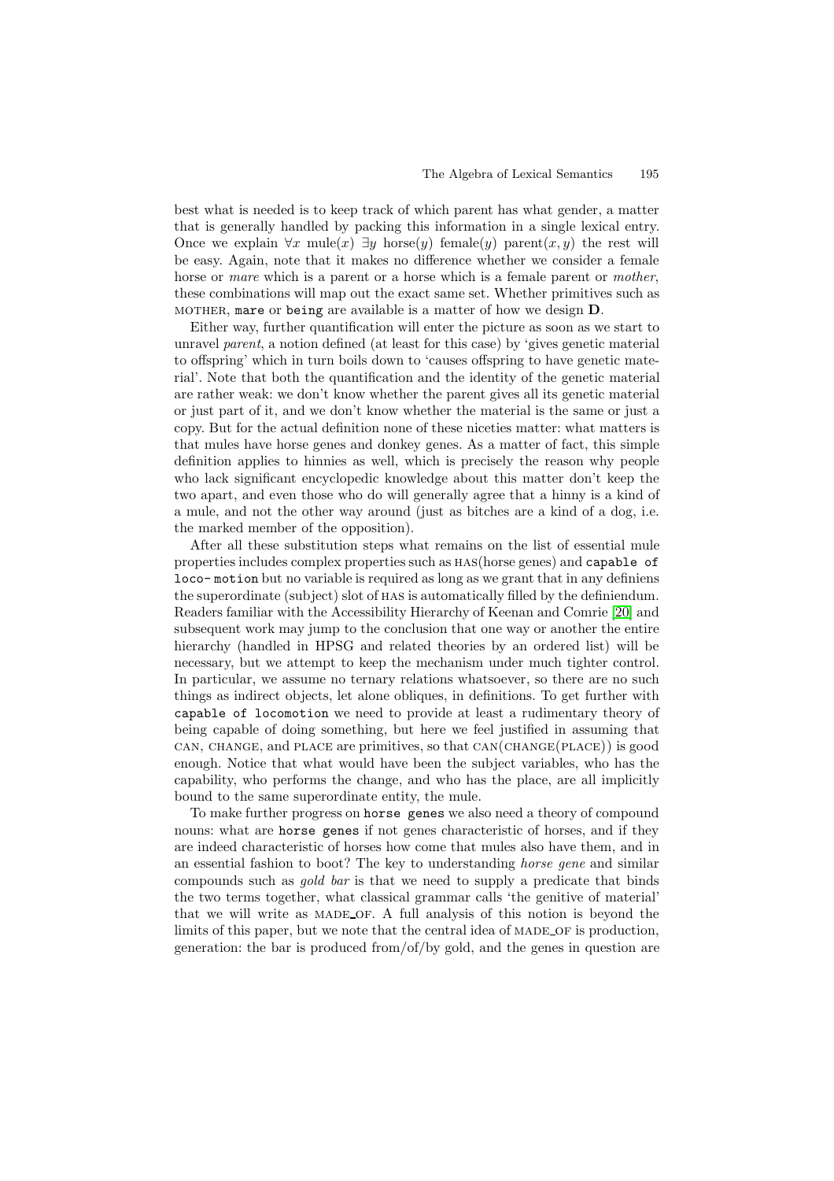best what is needed is to keep track of which parent has what gender, a matter that is generally handled by packing this information in a single lexical entry. Once we explain $\forall x$ mule$(x)$ $\exists y$ horse$(y)$ female$(y)$ parent$(x, y)$ the rest will be easy. Again, note that it makes no difference whether we consider a female horse or *mare* which is a parent or a horse which is a female parent or *mother*, these combinations will map out the exact same set. Whether primitives such as MOTHER, `mare` or `being` are available is a matter of how we design **D**.

Either way, further quantification will enter the picture as soon as we start to unravel *parent*, a notion defined (at least for this case) by 'gives genetic material to offspring' which in turn boils down to 'causes offspring to have genetic material'. Note that both the quantification and the identity of the genetic material are rather weak: we don't know whether the parent gives all its genetic material or just part of it, and we don't know whether the material is the same or just a copy. But for the actual definition none of these niceties matter: what matters is that mules have horse genes and donkey genes. As a matter of fact, this simple definition applies to hinnies as well, which is precisely the reason why people who lack significant encyclopedic knowledge about this matter don't keep the two apart, and even those who do will generally agree that a hinny is a kind of a mule, and not the other way around (just as bitches are a kind of a dog, i.e. the marked member of the opposition).

After all these substitution steps what remains on the list of essential mule properties includes complex properties such as HAS(horse genes) and `capable of loco- motion` but no variable is required as long as we grant that in any definiens the superordinate (subject) slot of HAS is automatically filled by the definiendum. Readers familiar with the Accessibility Hierarchy of Keenan and Comrie [20] and subsequent work may jump to the conclusion that one way or another the entire hierarchy (handled in HPSG and related theories by an ordered list) will be necessary, but we attempt to keep the mechanism under much tighter control. In particular, we assume no ternary relations whatsoever, so there are no such things as indirect objects, let alone obliques, in definitions. To get further with `capable of locomotion` we need to provide at least a rudimentary theory of being capable of doing something, but here we feel justified in assuming that CAN, CHANGE, and PLACE are primitives, so that CAN(CHANGE(PLACE)) is good enough. Notice that what would have been the subject variables, who has the capability, who performs the change, and who has the place, are all implicitly bound to the same superordinate entity, the mule.

To make further progress on `horse genes` we also need a theory of compound nouns: what are `horse genes` if not genes characteristic of horses, and if they are indeed characteristic of horses how come that mules also have them, and in an essential fashion to boot? The key to understanding *horse gene* and similar compounds such as *gold bar* is that we need to supply a predicate that binds the two terms together, what classical grammar calls 'the genitive of material' that we will write as MADE_OF. A full analysis of this notion is beyond the limits of this paper, but we note that the central idea of MADE_OF is production, generation: the bar is produced from/of/by gold, and the genes in question are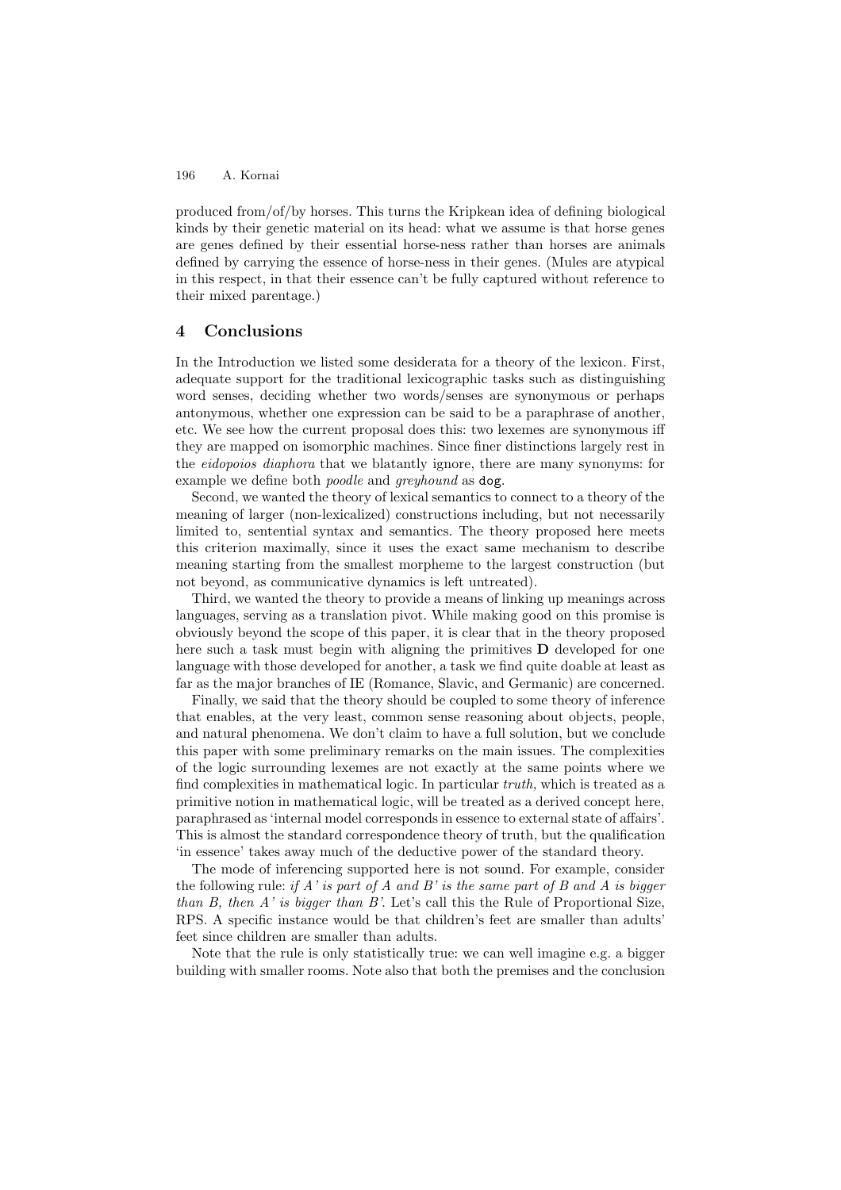produced from/of/by horses. This turns the Kripkean idea of defining biological kinds by their genetic material on its head: what we assume is that horse genes are genes defined by their essential horse-ness rather than horses are animals defined by carrying the essence of horse-ness in their genes. (Mules are atypical in this respect, in that their essence can't be fully captured without reference to their mixed parentage.)

## 4 Conclusions

In the Introduction we listed some desiderata for a theory of the lexicon. First, adequate support for the traditional lexicographic tasks such as distinguishing word senses, deciding whether two words/senses are synonymous or perhaps antonymous, whether one expression can be said to be a paraphrase of another, etc. We see how the current proposal does this: two lexemes are synonymous iff they are mapped on isomorphic machines. Since finer distinctions largely rest in the *eidopoios diaphora* that we blatantly ignore, there are many synonyms: for example we define both *poodle* and *greyhound* as `dog`.

Second, we wanted the theory of lexical semantics to connect to a theory of the meaning of larger (non-lexicalized) constructions including, but not necessarily limited to, sentential syntax and semantics. The theory proposed here meets this criterion maximally, since it uses the exact same mechanism to describe meaning starting from the smallest morpheme to the largest construction (but not beyond, as communicative dynamics is left untreated).

Third, we wanted the theory to provide a means of linking up meanings across languages, serving as a translation pivot. While making good on this promise is obviously beyond the scope of this paper, it is clear that in the theory proposed here such a task must begin with aligning the primitives **D** developed for one language with those developed for another, a task we find quite doable at least as far as the major branches of IE (Romance, Slavic, and Germanic) are concerned.

Finally, we said that the theory should be coupled to some theory of inference that enables, at the very least, common sense reasoning about objects, people, and natural phenomena. We don't claim to have a full solution, but we conclude this paper with some preliminary remarks on the main issues. The complexities of the logic surrounding lexemes are not exactly at the same points where we find complexities in mathematical logic. In particular *truth,* which is treated as a primitive notion in mathematical logic, will be treated as a derived concept here, paraphrased as 'internal model corresponds in essence to external state of affairs'. This is almost the standard correspondence theory of truth, but the qualification 'in essence' takes away much of the deductive power of the standard theory.

The mode of inferencing supported here is not sound. For example, consider the following rule: *if A' is part of A and B' is the same part of B and A is bigger than B, then A' is bigger than B'.* Let's call this the Rule of Proportional Size, RPS. A specific instance would be that children's feet are smaller than adults' feet since children are smaller than adults.

Note that the rule is only statistically true: we can well imagine e.g. a bigger building with smaller rooms. Note also that both the premises and the conclusion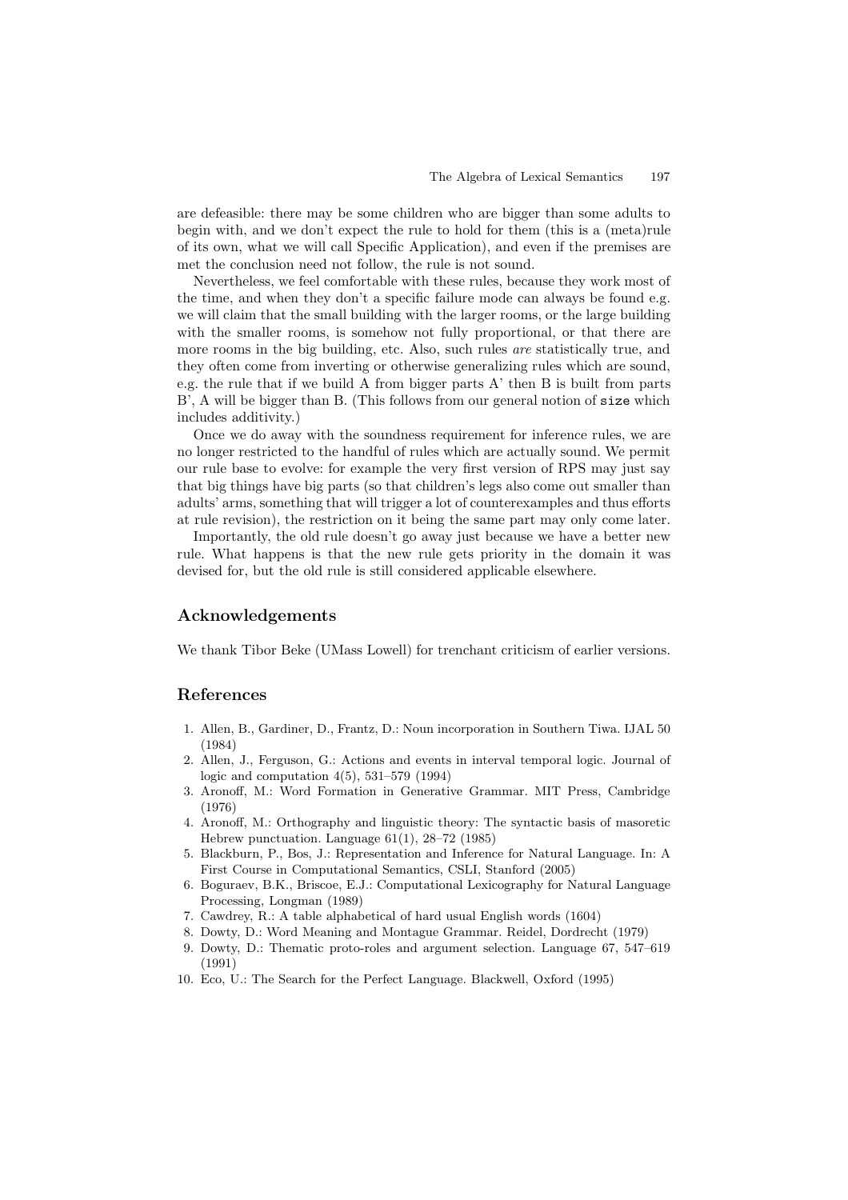are defeasible: there may be some children who are bigger than some adults to begin with, and we don't expect the rule to hold for them (this is a (meta)rule of its own, what we will call Specific Application), and even if the premises are met the conclusion need not follow, the rule is not sound.

Nevertheless, we feel comfortable with these rules, because they work most of the time, and when they don't a specific failure mode can always be found e.g. we will claim that the small building with the larger rooms, or the large building with the smaller rooms, is somehow not fully proportional, or that there are more rooms in the big building, etc. Also, such rules *are* statistically true, and they often come from inverting or otherwise generalizing rules which are sound, e.g. the rule that if we build A from bigger parts A' then B is built from parts B', A will be bigger than B. (This follows from our general notion of `size` which includes additivity.)

Once we do away with the soundness requirement for inference rules, we are no longer restricted to the handful of rules which are actually sound. We permit our rule base to evolve: for example the very first version of RPS may just say that big things have big parts (so that children's legs also come out smaller than adults' arms, something that will trigger a lot of counterexamples and thus efforts at rule revision), the restriction on it being the same part may only come later.

Importantly, the old rule doesn't go away just because we have a better new rule. What happens is that the new rule gets priority in the domain it was devised for, but the old rule is still considered applicable elsewhere.

## Acknowledgements

We thank Tibor Beke (UMass Lowell) for trenchant criticism of earlier versions.

## References

1. Allen, B., Gardiner, D., Frantz, D.: Noun incorporation in Southern Tiwa. IJAL 50 (1984)
2. Allen, J., Ferguson, G.: Actions and events in interval temporal logic. Journal of logic and computation 4(5), 531–579 (1994)
3. Aronoff, M.: Word Formation in Generative Grammar. MIT Press, Cambridge (1976)
4. Aronoff, M.: Orthography and linguistic theory: The syntactic basis of masoretic Hebrew punctuation. Language 61(1), 28–72 (1985)
5. Blackburn, P., Bos, J.: Representation and Inference for Natural Language. In: A First Course in Computational Semantics, CSLI, Stanford (2005)
6. Boguraev, B.K., Briscoe, E.J.: Computational Lexicography for Natural Language Processing, Longman (1989)
7. Cawdrey, R.: A table alphabetical of hard usual English words (1604)
8. Dowty, D.: Word Meaning and Montague Grammar. Reidel, Dordrecht (1979)
9. Dowty, D.: Thematic proto-roles and argument selection. Language 67, 547–619 (1991)
10. Eco, U.: The Search for the Perfect Language. Blackwell, Oxford (1995)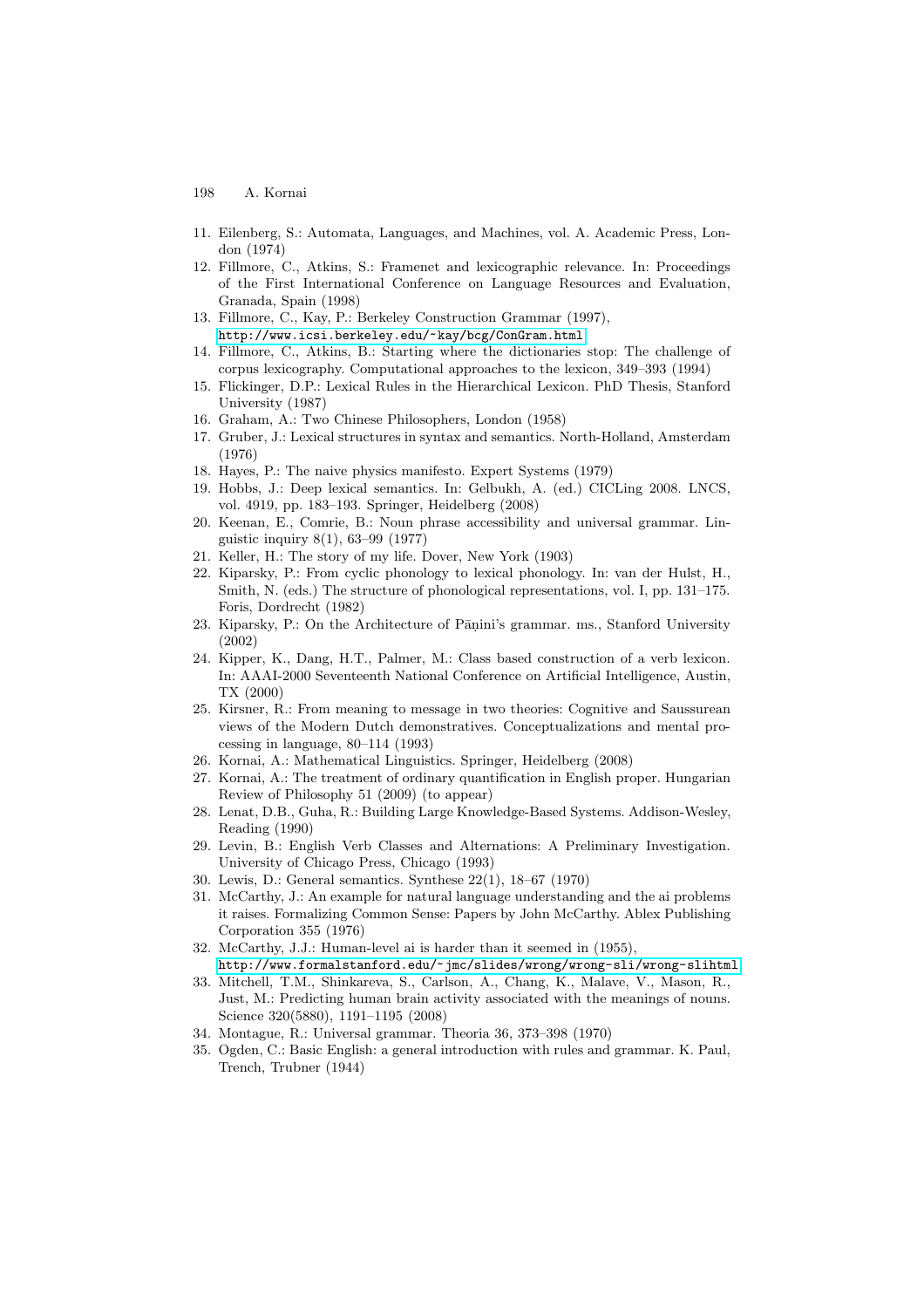11. Eilenberg, S.: Automata, Languages, and Machines, vol. A. Academic Press, London (1974)
12. Fillmore, C., Atkins, S.: Framenet and lexicographic relevance. In: Proceedings of the First International Conference on Language Resources and Evaluation, Granada, Spain (1998)
13. Fillmore, C., Kay, P.: Berkeley Construction Grammar (1997), http://www.icsi.berkeley.edu/~kay/bcg/ConGram.html
14. Fillmore, C., Atkins, B.: Starting where the dictionaries stop: The challenge of corpus lexicography. Computational approaches to the lexicon, 349–393 (1994)
15. Flickinger, D.P.: Lexical Rules in the Hierarchical Lexicon. PhD Thesis, Stanford University (1987)
16. Graham, A.: Two Chinese Philosophers, London (1958)
17. Gruber, J.: Lexical structures in syntax and semantics. North-Holland, Amsterdam (1976)
18. Hayes, P.: The naive physics manifesto. Expert Systems (1979)
19. Hobbs, J.: Deep lexical semantics. In: Gelbukh, A. (ed.) CICLing 2008. LNCS, vol. 4919, pp. 183–193. Springer, Heidelberg (2008)
20. Keenan, E., Comrie, B.: Noun phrase accessibility and universal grammar. Linguistic inquiry 8(1), 63–99 (1977)
21. Keller, H.: The story of my life. Dover, New York (1903)
22. Kiparsky, P.: From cyclic phonology to lexical phonology. In: van der Hulst, H., Smith, N. (eds.) The structure of phonological representations, vol. I, pp. 131–175. Foris, Dordrecht (1982)
23. Kiparsky, P.: On the Architecture of Pāṇini's grammar. ms., Stanford University (2002)
24. Kipper, K., Dang, H.T., Palmer, M.: Class based construction of a verb lexicon. In: AAAI-2000 Seventeenth National Conference on Artificial Intelligence, Austin, TX (2000)
25. Kirsner, R.: From meaning to message in two theories: Cognitive and Saussurean views of the Modern Dutch demonstratives. Conceptualizations and mental processing in language, 80–114 (1993)
26. Kornai, A.: Mathematical Linguistics. Springer, Heidelberg (2008)
27. Kornai, A.: The treatment of ordinary quantification in English proper. Hungarian Review of Philosophy 51 (2009) (to appear)
28. Lenat, D.B., Guha, R.: Building Large Knowledge-Based Systems. Addison-Wesley, Reading (1990)
29. Levin, B.: English Verb Classes and Alternations: A Preliminary Investigation. University of Chicago Press, Chicago (1993)
30. Lewis, D.: General semantics. Synthese 22(1), 18–67 (1970)
31. McCarthy, J.: An example for natural language understanding and the ai problems it raises. Formalizing Common Sense: Papers by John McCarthy. Ablex Publishing Corporation 355 (1976)
32. McCarthy, J.J.: Human-level ai is harder than it seemed in (1955), http://www.formalstanford.edu/~jmc/slides/wrong/wrong-sli/wrong-slihtml
33. Mitchell, T.M., Shinkareva, S., Carlson, A., Chang, K., Malave, V., Mason, R., Just, M.: Predicting human brain activity associated with the meanings of nouns. Science 320(5880), 1191–1195 (2008)
34. Montague, R.: Universal grammar. Theoria 36, 373–398 (1970)
35. Ogden, C.: Basic English: a general introduction with rules and grammar. K. Paul, Trench, Trubner (1944)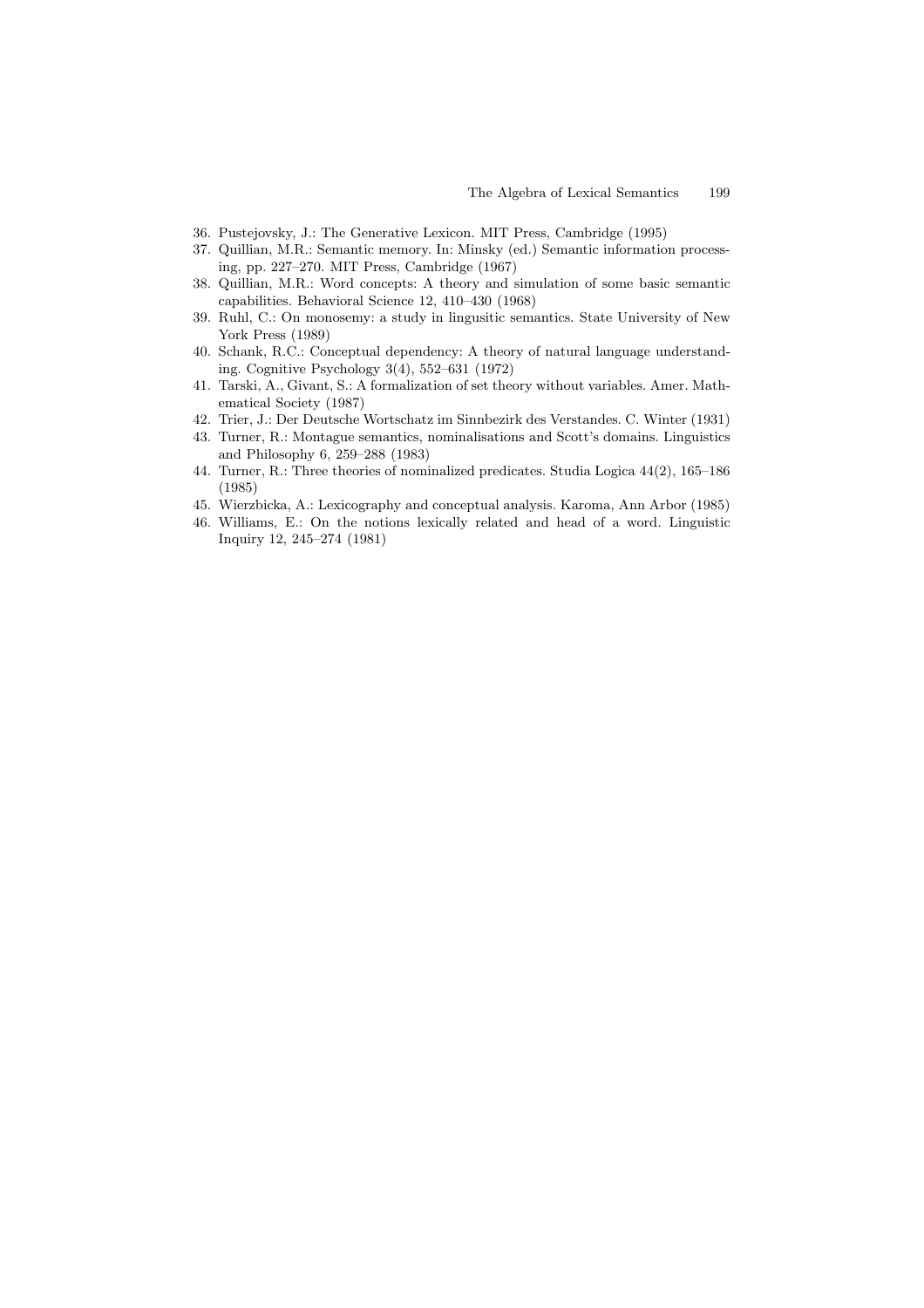36. Pustejovsky, J.: The Generative Lexicon. MIT Press, Cambridge (1995)
37. Quillian, M.R.: Semantic memory. In: Minsky (ed.) Semantic information processing, pp. 227–270. MIT Press, Cambridge (1967)
38. Quillian, M.R.: Word concepts: A theory and simulation of some basic semantic capabilities. Behavioral Science 12, 410–430 (1968)
39. Ruhl, C.: On monosemy: a study in lingusitic semantics. State University of New York Press (1989)
40. Schank, R.C.: Conceptual dependency: A theory of natural language understanding. Cognitive Psychology 3(4), 552–631 (1972)
41. Tarski, A., Givant, S.: A formalization of set theory without variables. Amer. Mathematical Society (1987)
42. Trier, J.: Der Deutsche Wortschatz im Sinnbezirk des Verstandes. C. Winter (1931)
43. Turner, R.: Montague semantics, nominalisations and Scott's domains. Linguistics and Philosophy 6, 259–288 (1983)
44. Turner, R.: Three theories of nominalized predicates. Studia Logica 44(2), 165–186 (1985)
45. Wierzbicka, A.: Lexicography and conceptual analysis. Karoma, Ann Arbor (1985)
46. Williams, E.: On the notions lexically related and head of a word. Linguistic Inquiry 12, 245–274 (1981)